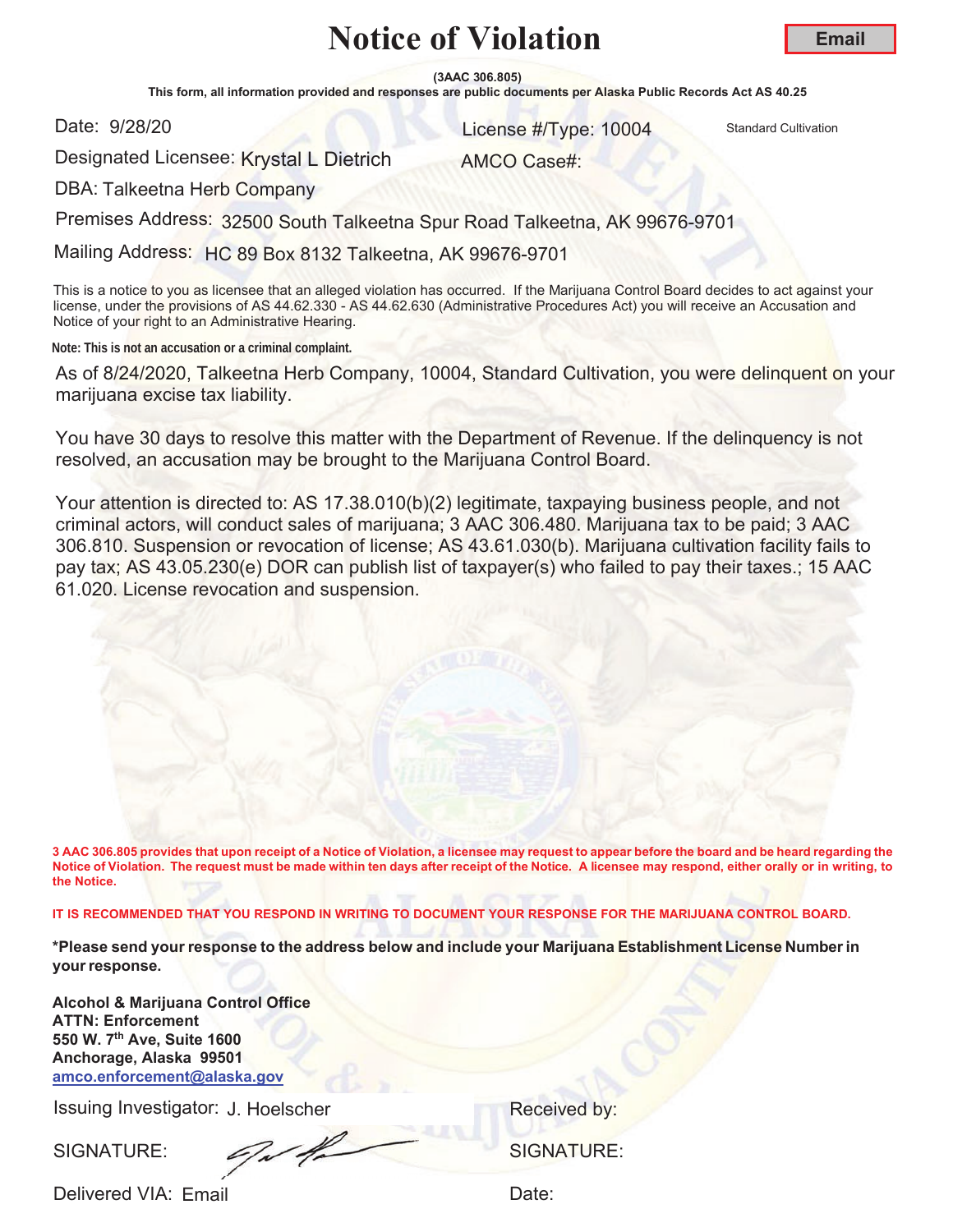# Notice of Violation

**Email**

**(3AAC 306.805)**

**This form, all information provided and responses are public documents per Alaska Public Records Act AS 40.25**

Date: 9/28/20

License #/Type: 10004 Standard Cultivation

Designated Licensee: Krystal L Dietrich

AMCO Case#:

DBA: Talkeetna Herb Company

Premises Address: 32500 South Talkeetna Spur Road Talkeetna, AK 99676-9701

Mailing Address: HC 89 Box 8132 Talkeetna, AK 99676-9701

This is a notice to you as licensee that an alleged violation has occurred. If the Marijuana Control Board decides to act against your license, under the provisions of AS 44.62.330 - AS 44.62.630 (Administrative Procedures Act) you will receive an Accusation and Notice of your right to an Administrative Hearing.

**Note: This is not an accusation or a criminal complaint.**

As of 8/24/2020, Talkeetna Herb Company, 10004, Standard Cultivation, you were delinquent on your marijuana excise tax liability.

You have 30 days to resolve this matter with the Department of Revenue. If the delinquency is not resolved, an accusation may be brought to the Marijuana Control Board.

Your attention is directed to: AS 17.38.010(b)(2) legitimate, taxpaying business people, and not criminal actors, will conduct sales of marijuana; 3 AAC 306.480. Marijuana tax to be paid; 3 AAC 306.810. Suspension or revocation of license; AS 43.61.030(b). Marijuana cultivation facility fails to pay tax; AS 43.05.230(e) DOR can publish list of taxpayer(s) who failed to pay their taxes.; 15 AAC 61.020. License revocation and suspension.

**3 AAC 306.805 provides that upon receipt of a Notice of Violation, a licensee may request to appear before the board and be heard regarding the Notice of Violation. The request must be made within ten days after receipt of the Notice. A licensee may respond, either orally or in writing, to the Notice.**

**IT IS RECOMMENDED THAT YOU RESPOND IN WRITING TO DOCUMENT YOUR RESPONSE FOR THE MARIJUANA CONTROL BOARD.**

**\*Please send your response to the address below and include your Marijuana Establishment License Number in your response.**

**Alcohol & Marijuana Control Office**
**ATTN: Enforcement**
**550 W. 7th Ave, Suite 1600**
**Anchorage, Alaska 99501**
**amco.enforcement@alaska.gov**

Issuing Investigator: J. Hoelscher

Received by:

SIGNATURE:

SIGNATURE:

Delivered VIA: Email

Date: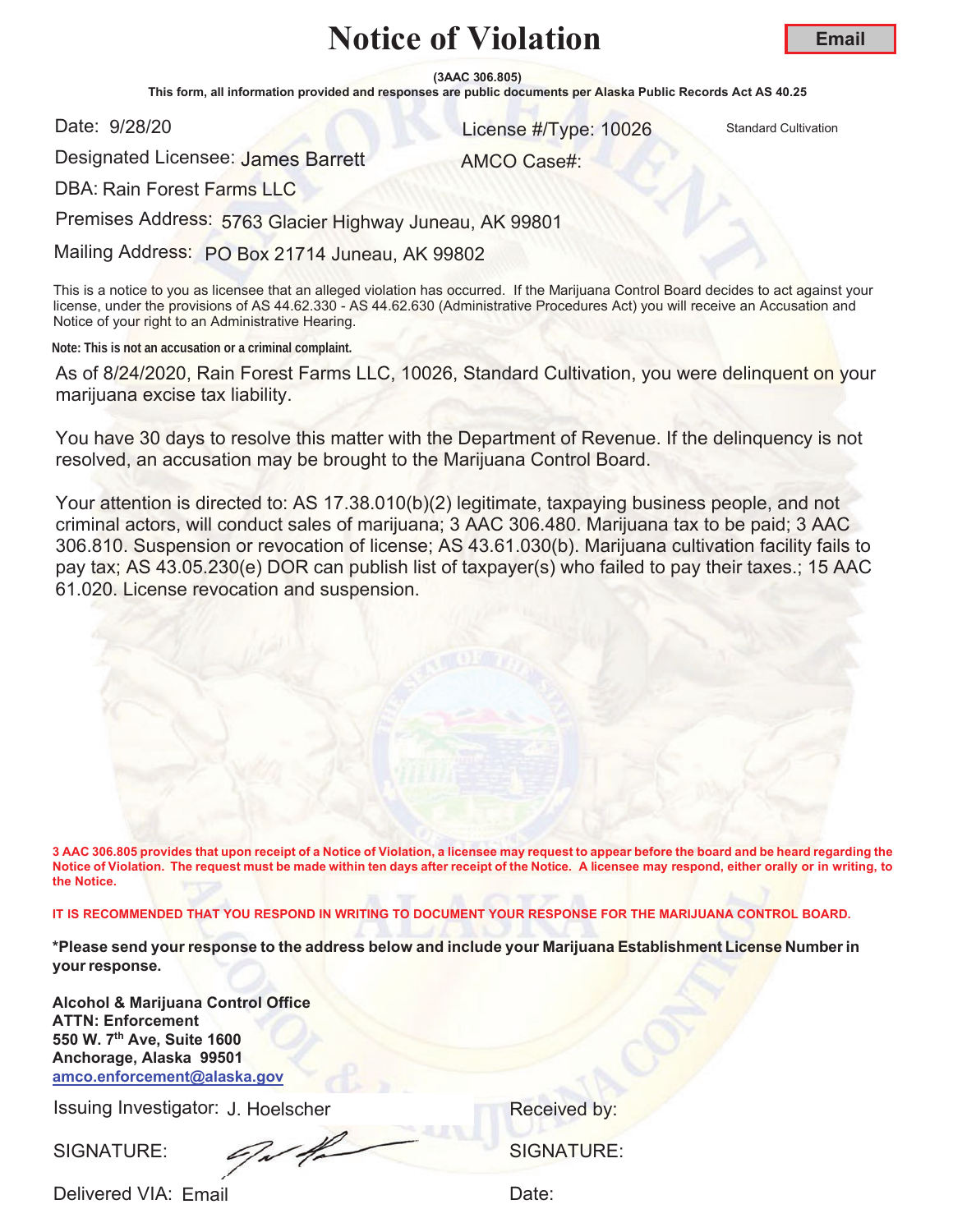# Notice of Violation

**Email**

**(3AAC 306.805)**

**This form, all information provided and responses are public documents per Alaska Public Records Act AS 40.25**

Date: 9/28/20

License #/Type: 10026 Standard Cultivation

Designated Licensee: James Barrett

AMCO Case#:

DBA: Rain Forest Farms LLC

Premises Address: 5763 Glacier Highway Juneau, AK 99801

Mailing Address: PO Box 21714 Juneau, AK 99802

This is a notice to you as licensee that an alleged violation has occurred. If the Marijuana Control Board decides to act against your license, under the provisions of AS 44.62.330 - AS 44.62.630 (Administrative Procedures Act) you will receive an Accusation and Notice of your right to an Administrative Hearing.

**Note: This is not an accusation or a criminal complaint.**

As of 8/24/2020, Rain Forest Farms LLC, 10026, Standard Cultivation, you were delinquent on your marijuana excise tax liability.

You have 30 days to resolve this matter with the Department of Revenue. If the delinquency is not resolved, an accusation may be brought to the Marijuana Control Board.

Your attention is directed to: AS 17.38.010(b)(2) legitimate, taxpaying business people, and not criminal actors, will conduct sales of marijuana; 3 AAC 306.480. Marijuana tax to be paid; 3 AAC 306.810. Suspension or revocation of license; AS 43.61.030(b). Marijuana cultivation facility fails to pay tax; AS 43.05.230(e) DOR can publish list of taxpayer(s) who failed to pay their taxes.; 15 AAC 61.020. License revocation and suspension.

**3 AAC 306.805 provides that upon receipt of a Notice of Violation, a licensee may request to appear before the board and be heard regarding the Notice of Violation. The request must be made within ten days after receipt of the Notice. A licensee may respond, either orally or in writing, to the Notice.**

**IT IS RECOMMENDED THAT YOU RESPOND IN WRITING TO DOCUMENT YOUR RESPONSE FOR THE MARIJUANA CONTROL BOARD.**

**\*Please send your response to the address below and include your Marijuana Establishment License Number in your response.**

**Alcohol & Marijuana Control Office**
**ATTN: Enforcement**
**550 W. 7th Ave, Suite 1600**
**Anchorage, Alaska 99501**
**amco.enforcement@alaska.gov**

Issuing Investigator: J. Hoelscher

Received by:

SIGNATURE:

SIGNATURE:

Delivered VIA: Email

Date: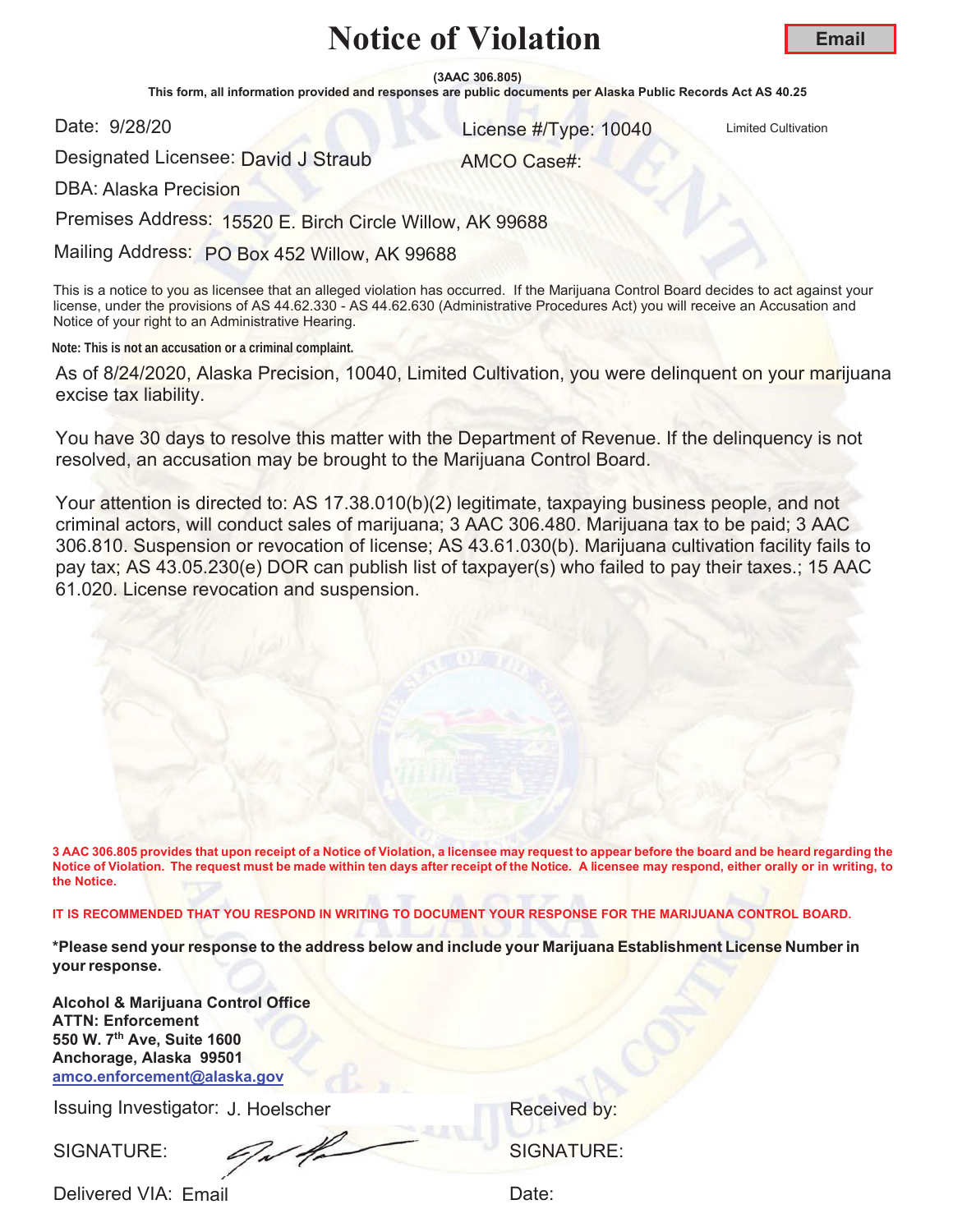# Notice of Violation

**Email**

**(3AAC 306.805)**
**This form, all information provided and responses are public documents per Alaska Public Records Act AS 40.25**

Date: 9/28/20

License #/Type: 10040 Limited Cultivation

Designated Licensee: David J Straub

AMCO Case#:

DBA: Alaska Precision

Premises Address: 15520 E. Birch Circle Willow, AK 99688

Mailing Address: PO Box 452 Willow, AK 99688

This is a notice to you as licensee that an alleged violation has occurred. If the Marijuana Control Board decides to act against your license, under the provisions of AS 44.62.330 - AS 44.62.630 (Administrative Procedures Act) you will receive an Accusation and Notice of your right to an Administrative Hearing.

**Note: This is not an accusation or a criminal complaint.**

As of 8/24/2020, Alaska Precision, 10040, Limited Cultivation, you were delinquent on your marijuana excise tax liability.

You have 30 days to resolve this matter with the Department of Revenue. If the delinquency is not resolved, an accusation may be brought to the Marijuana Control Board.

Your attention is directed to: AS 17.38.010(b)(2) legitimate, taxpaying business people, and not criminal actors, will conduct sales of marijuana; 3 AAC 306.480. Marijuana tax to be paid; 3 AAC 306.810. Suspension or revocation of license; AS 43.61.030(b). Marijuana cultivation facility fails to pay tax; AS 43.05.230(e) DOR can publish list of taxpayer(s) who failed to pay their taxes.; 15 AAC 61.020. License revocation and suspension.

**3 AAC 306.805 provides that upon receipt of a Notice of Violation, a licensee may request to appear before the board and be heard regarding the Notice of Violation. The request must be made within ten days after receipt of the Notice. A licensee may respond, either orally or in writing, to the Notice.**

**IT IS RECOMMENDED THAT YOU RESPOND IN WRITING TO DOCUMENT YOUR RESPONSE FOR THE MARIJUANA CONTROL BOARD.**

**\*Please send your response to the address below and include your Marijuana Establishment License Number in your response.**

**Alcohol & Marijuana Control Office**
**ATTN: Enforcement**
**550 W. 7th Ave, Suite 1600**
**Anchorage, Alaska 99501**
**amco.enforcement@alaska.gov**

Issuing Investigator: J. Hoelscher

Received by:

SIGNATURE:

SIGNATURE:

Delivered VIA: Email

Date: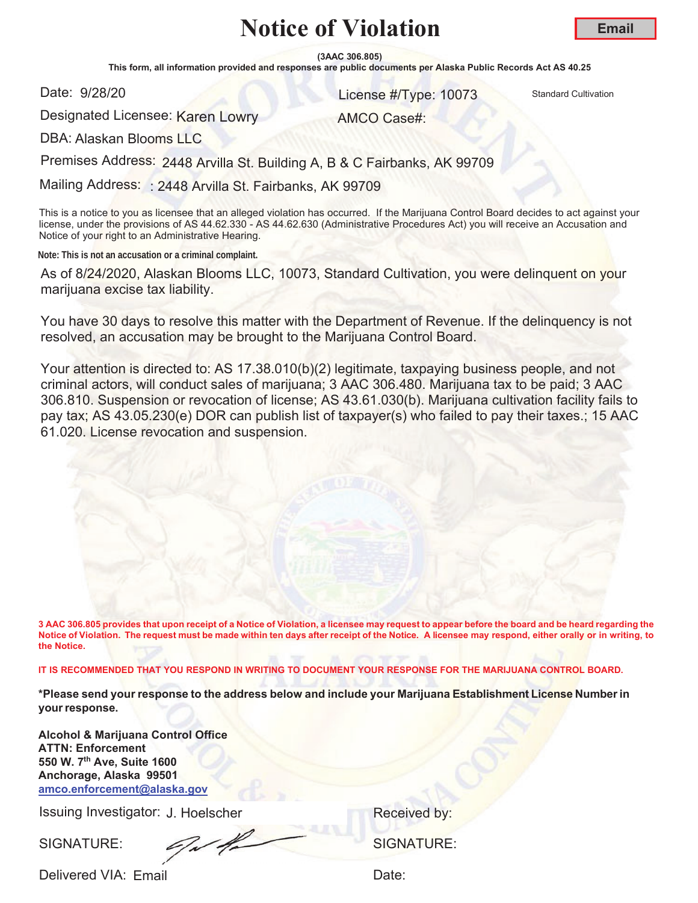# Notice of Violation

**Email**

**(3AAC 306.805)**

**This form, all information provided and responses are public documents per Alaska Public Records Act AS 40.25**

Date: 9/28/20

License #/Type: 10073 Standard Cultivation

Designated Licensee: Karen Lowry

AMCO Case#:

DBA: Alaskan Blooms LLC

Premises Address: 2448 Arvilla St. Building A, B & C Fairbanks, AK 99709

Mailing Address: : 2448 Arvilla St. Fairbanks, AK 99709

This is a notice to you as licensee that an alleged violation has occurred. If the Marijuana Control Board decides to act against your license, under the provisions of AS 44.62.330 - AS 44.62.630 (Administrative Procedures Act) you will receive an Accusation and Notice of your right to an Administrative Hearing.

**Note: This is not an accusation or a criminal complaint.**

As of 8/24/2020, Alaskan Blooms LLC, 10073, Standard Cultivation, you were delinquent on your marijuana excise tax liability.

You have 30 days to resolve this matter with the Department of Revenue. If the delinquency is not resolved, an accusation may be brought to the Marijuana Control Board.

Your attention is directed to: AS 17.38.010(b)(2) legitimate, taxpaying business people, and not criminal actors, will conduct sales of marijuana; 3 AAC 306.480. Marijuana tax to be paid; 3 AAC 306.810. Suspension or revocation of license; AS 43.61.030(b). Marijuana cultivation facility fails to pay tax; AS 43.05.230(e) DOR can publish list of taxpayer(s) who failed to pay their taxes.; 15 AAC 61.020. License revocation and suspension.

**3 AAC 306.805 provides that upon receipt of a Notice of Violation, a licensee may request to appear before the board and be heard regarding the Notice of Violation. The request must be made within ten days after receipt of the Notice. A licensee may respond, either orally or in writing, to the Notice.**

**IT IS RECOMMENDED THAT YOU RESPOND IN WRITING TO DOCUMENT YOUR RESPONSE FOR THE MARIJUANA CONTROL BOARD.**

**\*Please send your response to the address below and include your Marijuana Establishment License Number in your response.**

**Alcohol & Marijuana Control Office**
**ATTN: Enforcement**
**550 W. 7th Ave, Suite 1600**
**Anchorage, Alaska 99501**
**amco.enforcement@alaska.gov**

Issuing Investigator: J. Hoelscher

SIGNATURE:

Delivered VIA: Email

Received by:

SIGNATURE:

Date: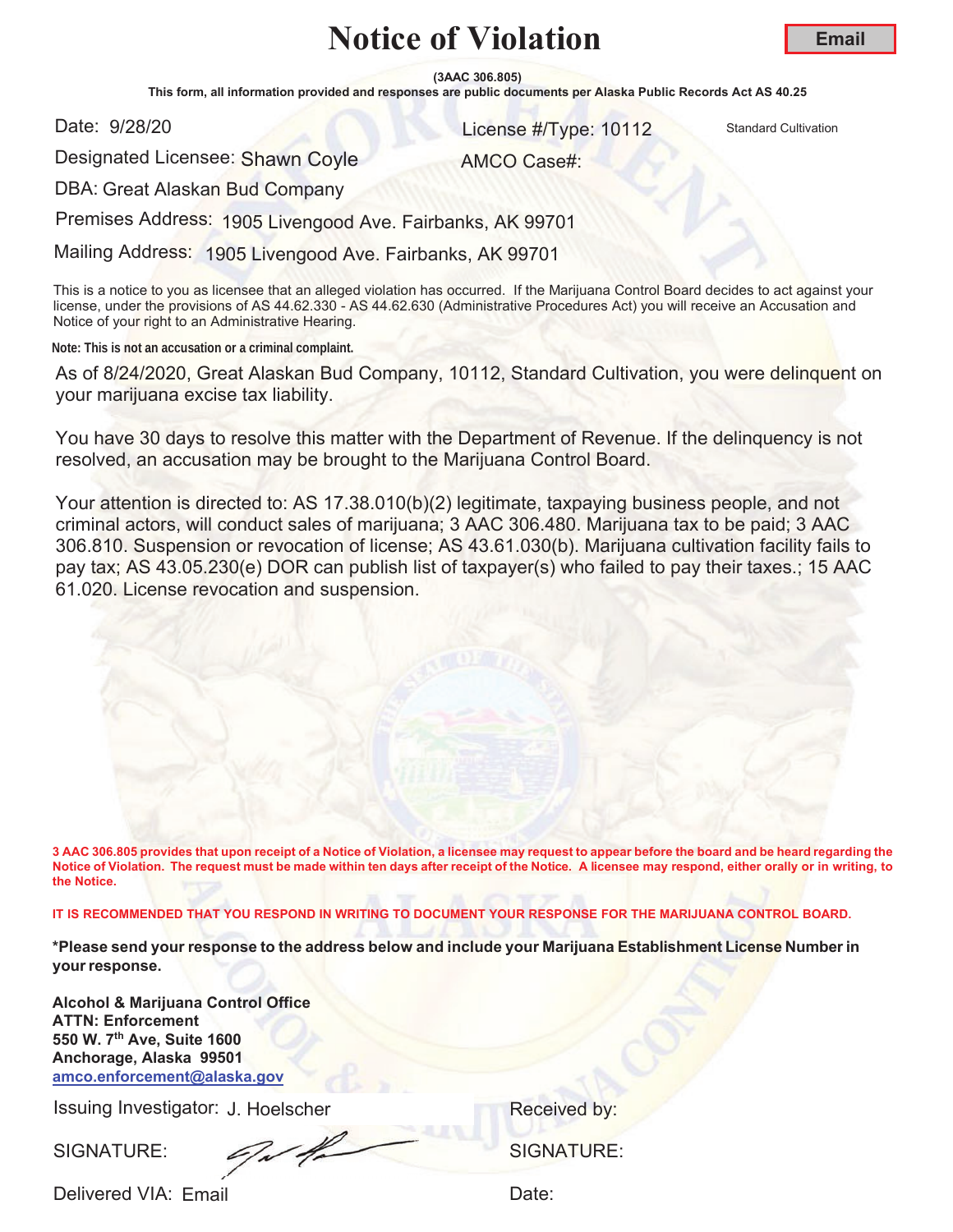# Notice of Violation

**Email**

**(3AAC 306.805)**

**This form, all information provided and responses are public documents per Alaska Public Records Act AS 40.25**

Date: 9/28/20

License #/Type: 10112 Standard Cultivation

Designated Licensee: Shawn Coyle

AMCO Case#:

DBA: Great Alaskan Bud Company

Premises Address: 1905 Livengood Ave. Fairbanks, AK 99701

Mailing Address: 1905 Livengood Ave. Fairbanks, AK 99701

This is a notice to you as licensee that an alleged violation has occurred. If the Marijuana Control Board decides to act against your license, under the provisions of AS 44.62.330 - AS 44.62.630 (Administrative Procedures Act) you will receive an Accusation and Notice of your right to an Administrative Hearing.

**Note: This is not an accusation or a criminal complaint.**

As of 8/24/2020, Great Alaskan Bud Company, 10112, Standard Cultivation, you were delinquent on your marijuana excise tax liability.

You have 30 days to resolve this matter with the Department of Revenue. If the delinquency is not resolved, an accusation may be brought to the Marijuana Control Board.

Your attention is directed to: AS 17.38.010(b)(2) legitimate, taxpaying business people, and not criminal actors, will conduct sales of marijuana; 3 AAC 306.480. Marijuana tax to be paid; 3 AAC 306.810. Suspension or revocation of license; AS 43.61.030(b). Marijuana cultivation facility fails to pay tax; AS 43.05.230(e) DOR can publish list of taxpayer(s) who failed to pay their taxes.; 15 AAC 61.020. License revocation and suspension.

**3 AAC 306.805 provides that upon receipt of a Notice of Violation, a licensee may request to appear before the board and be heard regarding the Notice of Violation. The request must be made within ten days after receipt of the Notice. A licensee may respond, either orally or in writing, to the Notice.**

**IT IS RECOMMENDED THAT YOU RESPOND IN WRITING TO DOCUMENT YOUR RESPONSE FOR THE MARIJUANA CONTROL BOARD.**

**\*Please send your response to the address below and include your Marijuana Establishment License Number in your response.**

**Alcohol & Marijuana Control Office**
**ATTN: Enforcement**
**550 W. 7th Ave, Suite 1600**
**Anchorage, Alaska 99501**
**amco.enforcement@alaska.gov**

Issuing Investigator: J. Hoelscher

Received by:

SIGNATURE:

SIGNATURE:

Delivered VIA: Email

Date: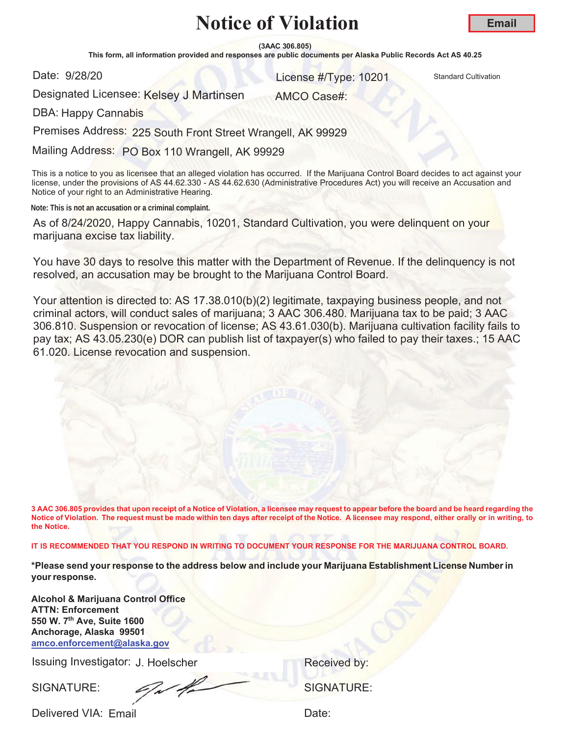# Notice of Violation

**Email**

**(3AAC 306.805)**

**This form, all information provided and responses are public documents per Alaska Public Records Act AS 40.25**

Date: 9/28/20

License #/Type: 10201 Standard Cultivation

Designated Licensee: Kelsey J Martinsen

AMCO Case#:

DBA: Happy Cannabis

Premises Address: 225 South Front Street Wrangell, AK 99929

Mailing Address: PO Box 110 Wrangell, AK 99929

This is a notice to you as licensee that an alleged violation has occurred. If the Marijuana Control Board decides to act against your license, under the provisions of AS 44.62.330 - AS 44.62.630 (Administrative Procedures Act) you will receive an Accusation and Notice of your right to an Administrative Hearing.

**Note: This is not an accusation or a criminal complaint.**

As of 8/24/2020, Happy Cannabis, 10201, Standard Cultivation, you were delinquent on your marijuana excise tax liability.

You have 30 days to resolve this matter with the Department of Revenue. If the delinquency is not resolved, an accusation may be brought to the Marijuana Control Board.

Your attention is directed to: AS 17.38.010(b)(2) legitimate, taxpaying business people, and not criminal actors, will conduct sales of marijuana; 3 AAC 306.480. Marijuana tax to be paid; 3 AAC 306.810. Suspension or revocation of license; AS 43.61.030(b). Marijuana cultivation facility fails to pay tax; AS 43.05.230(e) DOR can publish list of taxpayer(s) who failed to pay their taxes.; 15 AAC 61.020. License revocation and suspension.

**3 AAC 306.805 provides that upon receipt of a Notice of Violation, a licensee may request to appear before the board and be heard regarding the Notice of Violation. The request must be made within ten days after receipt of the Notice. A licensee may respond, either orally or in writing, to the Notice.**

**IT IS RECOMMENDED THAT YOU RESPOND IN WRITING TO DOCUMENT YOUR RESPONSE FOR THE MARIJUANA CONTROL BOARD.**

**\*Please send your response to the address below and include your Marijuana Establishment License Number in your response.**

**Alcohol & Marijuana Control Office**
**ATTN: Enforcement**
**550 W. 7th Ave, Suite 1600**
**Anchorage, Alaska 99501**
**amco.enforcement@alaska.gov**

Issuing Investigator: J. Hoelscher

SIGNATURE:

Delivered VIA: Email

Received by:

SIGNATURE:

Date: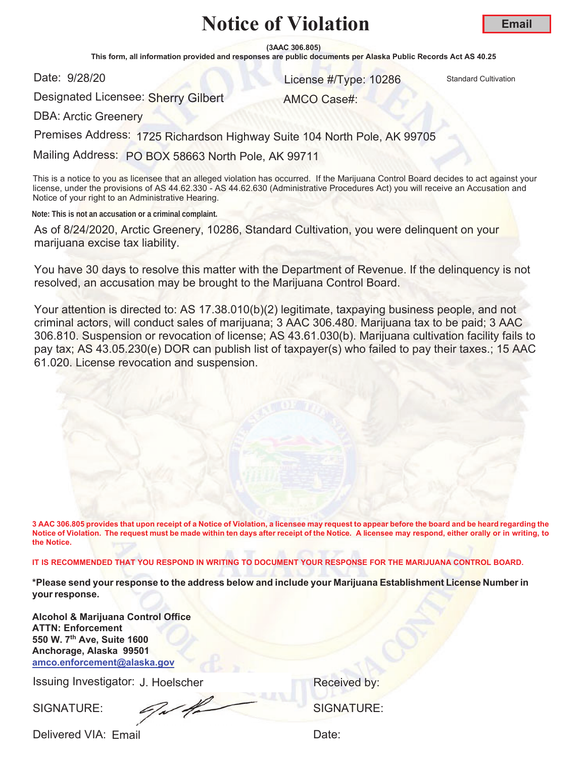# Notice of Violation

**Email**

**(3AAC 306.805)**

**This form, all information provided and responses are public documents per Alaska Public Records Act AS 40.25**

Date: 9/28/20

License #/Type: 10286 Standard Cultivation

Designated Licensee: Sherry Gilbert

AMCO Case#:

DBA: Arctic Greenery

Premises Address: 1725 Richardson Highway Suite 104 North Pole, AK 99705

Mailing Address: PO BOX 58663 North Pole, AK 99711

This is a notice to you as licensee that an alleged violation has occurred. If the Marijuana Control Board decides to act against your license, under the provisions of AS 44.62.330 - AS 44.62.630 (Administrative Procedures Act) you will receive an Accusation and Notice of your right to an Administrative Hearing.

**Note: This is not an accusation or a criminal complaint.**

As of 8/24/2020, Arctic Greenery, 10286, Standard Cultivation, you were delinquent on your marijuana excise tax liability.

You have 30 days to resolve this matter with the Department of Revenue. If the delinquency is not resolved, an accusation may be brought to the Marijuana Control Board.

Your attention is directed to: AS 17.38.010(b)(2) legitimate, taxpaying business people, and not criminal actors, will conduct sales of marijuana; 3 AAC 306.480. Marijuana tax to be paid; 3 AAC 306.810. Suspension or revocation of license; AS 43.61.030(b). Marijuana cultivation facility fails to pay tax; AS 43.05.230(e) DOR can publish list of taxpayer(s) who failed to pay their taxes.; 15 AAC 61.020. License revocation and suspension.

**3 AAC 306.805 provides that upon receipt of a Notice of Violation, a licensee may request to appear before the board and be heard regarding the Notice of Violation. The request must be made within ten days after receipt of the Notice. A licensee may respond, either orally or in writing, to the Notice.**

**IT IS RECOMMENDED THAT YOU RESPOND IN WRITING TO DOCUMENT YOUR RESPONSE FOR THE MARIJUANA CONTROL BOARD.**

**\*Please send your response to the address below and include your Marijuana Establishment License Number in your response.**

**Alcohol & Marijuana Control Office**
**ATTN: Enforcement**
**550 W. 7th Ave, Suite 1600**
**Anchorage, Alaska 99501**
**amco.enforcement@alaska.gov**

Issuing Investigator: J. Hoelscher

Received by:

SIGNATURE:

SIGNATURE:

Delivered VIA: Email

Date: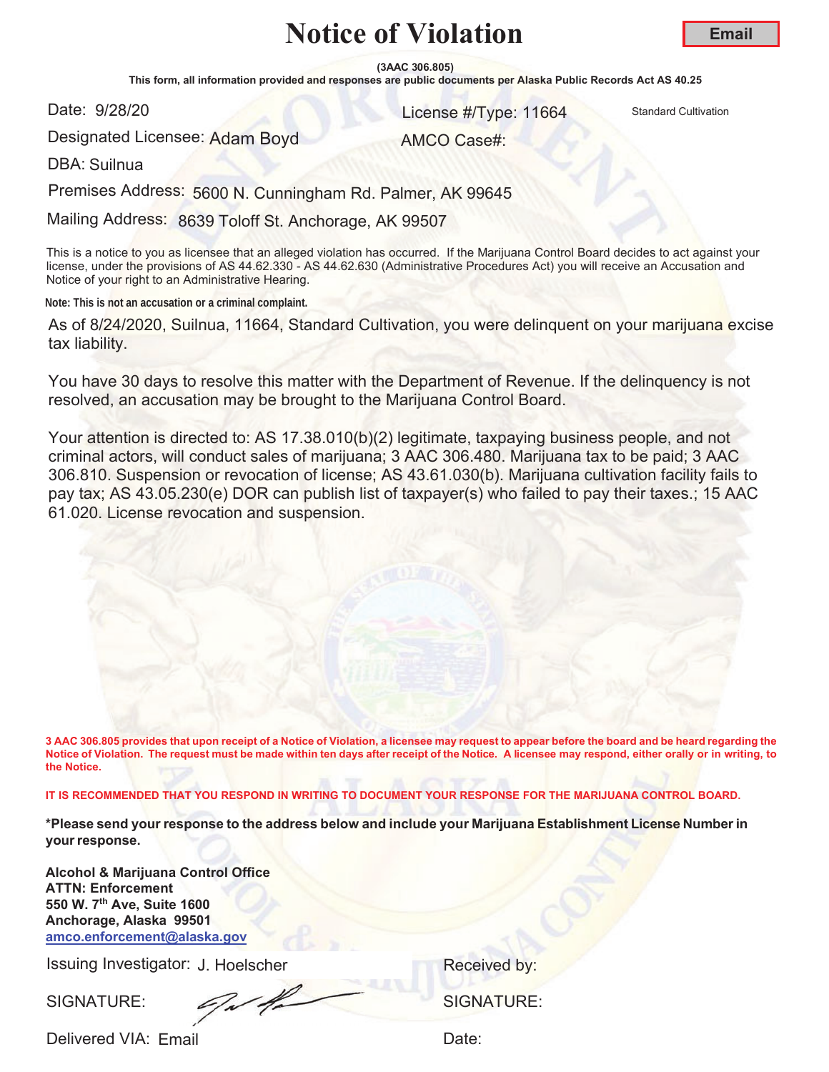# Notice of Violation

**Email**

**(3AAC 306.805)**

**This form, all information provided and responses are public documents per Alaska Public Records Act AS 40.25**

Date: 9/28/20

License #/Type: 11664 Standard Cultivation

Designated Licensee: Adam Boyd

AMCO Case#:

DBA: Suilnua

Premises Address: 5600 N. Cunningham Rd. Palmer, AK 99645

Mailing Address: 8639 Toloff St. Anchorage, AK 99507

This is a notice to you as licensee that an alleged violation has occurred. If the Marijuana Control Board decides to act against your license, under the provisions of AS 44.62.330 - AS 44.62.630 (Administrative Procedures Act) you will receive an Accusation and Notice of your right to an Administrative Hearing.

**Note: This is not an accusation or a criminal complaint.**

As of 8/24/2020, Suilnua, 11664, Standard Cultivation, you were delinquent on your marijuana excise tax liability.

You have 30 days to resolve this matter with the Department of Revenue. If the delinquency is not resolved, an accusation may be brought to the Marijuana Control Board.

Your attention is directed to: AS 17.38.010(b)(2) legitimate, taxpaying business people, and not criminal actors, will conduct sales of marijuana; 3 AAC 306.480. Marijuana tax to be paid; 3 AAC 306.810. Suspension or revocation of license; AS 43.61.030(b). Marijuana cultivation facility fails to pay tax; AS 43.05.230(e) DOR can publish list of taxpayer(s) who failed to pay their taxes.; 15 AAC 61.020. License revocation and suspension.

**3 AAC 306.805 provides that upon receipt of a Notice of Violation, a licensee may request to appear before the board and be heard regarding the Notice of Violation. The request must be made within ten days after receipt of the Notice. A licensee may respond, either orally or in writing, to the Notice.**

**IT IS RECOMMENDED THAT YOU RESPOND IN WRITING TO DOCUMENT YOUR RESPONSE FOR THE MARIJUANA CONTROL BOARD.**

**\*Please send your response to the address below and include your Marijuana Establishment License Number in your response.**

**Alcohol & Marijuana Control Office**
**ATTN: Enforcement**
**550 W. 7th Ave, Suite 1600**
**Anchorage, Alaska 99501**
**amco.enforcement@alaska.gov**

Issuing Investigator: J. Hoelscher

Received by:

SIGNATURE:

SIGNATURE:

Delivered VIA: Email

Date: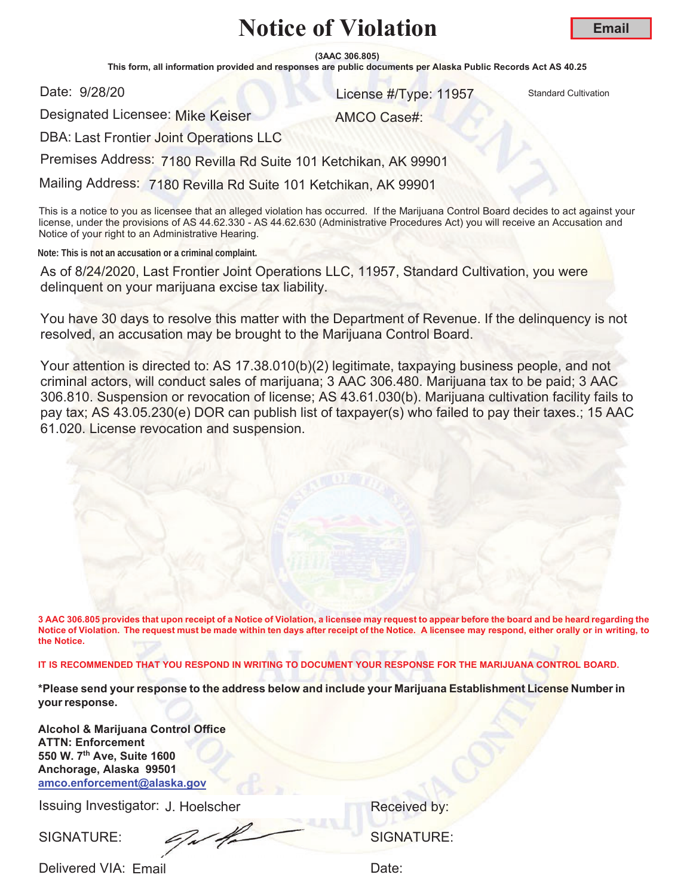# Notice of Violation

**Email**

**(3AAC 306.805)**

**This form, all information provided and responses are public documents per Alaska Public Records Act AS 40.25**

Date: 9/28/20

License #/Type: 11957 Standard Cultivation

Designated Licensee: Mike Keiser

AMCO Case#:

DBA: Last Frontier Joint Operations LLC

Premises Address: 7180 Revilla Rd Suite 101 Ketchikan, AK 99901

Mailing Address: 7180 Revilla Rd Suite 101 Ketchikan, AK 99901

This is a notice to you as licensee that an alleged violation has occurred. If the Marijuana Control Board decides to act against your license, under the provisions of AS 44.62.330 - AS 44.62.630 (Administrative Procedures Act) you will receive an Accusation and Notice of your right to an Administrative Hearing.

**Note: This is not an accusation or a criminal complaint.**

As of 8/24/2020, Last Frontier Joint Operations LLC, 11957, Standard Cultivation, you were delinquent on your marijuana excise tax liability.

You have 30 days to resolve this matter with the Department of Revenue. If the delinquency is not resolved, an accusation may be brought to the Marijuana Control Board.

Your attention is directed to: AS 17.38.010(b)(2) legitimate, taxpaying business people, and not criminal actors, will conduct sales of marijuana; 3 AAC 306.480. Marijuana tax to be paid; 3 AAC 306.810. Suspension or revocation of license; AS 43.61.030(b). Marijuana cultivation facility fails to pay tax; AS 43.05.230(e) DOR can publish list of taxpayer(s) who failed to pay their taxes.; 15 AAC 61.020. License revocation and suspension.

**3 AAC 306.805 provides that upon receipt of a Notice of Violation, a licensee may request to appear before the board and be heard regarding the Notice of Violation. The request must be made within ten days after receipt of the Notice. A licensee may respond, either orally or in writing, to the Notice.**

**IT IS RECOMMENDED THAT YOU RESPOND IN WRITING TO DOCUMENT YOUR RESPONSE FOR THE MARIJUANA CONTROL BOARD.**

**\*Please send your response to the address below and include your Marijuana Establishment License Number in your response.**

**Alcohol & Marijuana Control Office**
**ATTN: Enforcement**
**550 W. 7th Ave, Suite 1600**
**Anchorage, Alaska 99501**
**amco.enforcement@alaska.gov**

Issuing Investigator: J. Hoelscher

Received by:

SIGNATURE:

SIGNATURE:

Delivered VIA: Email

Date: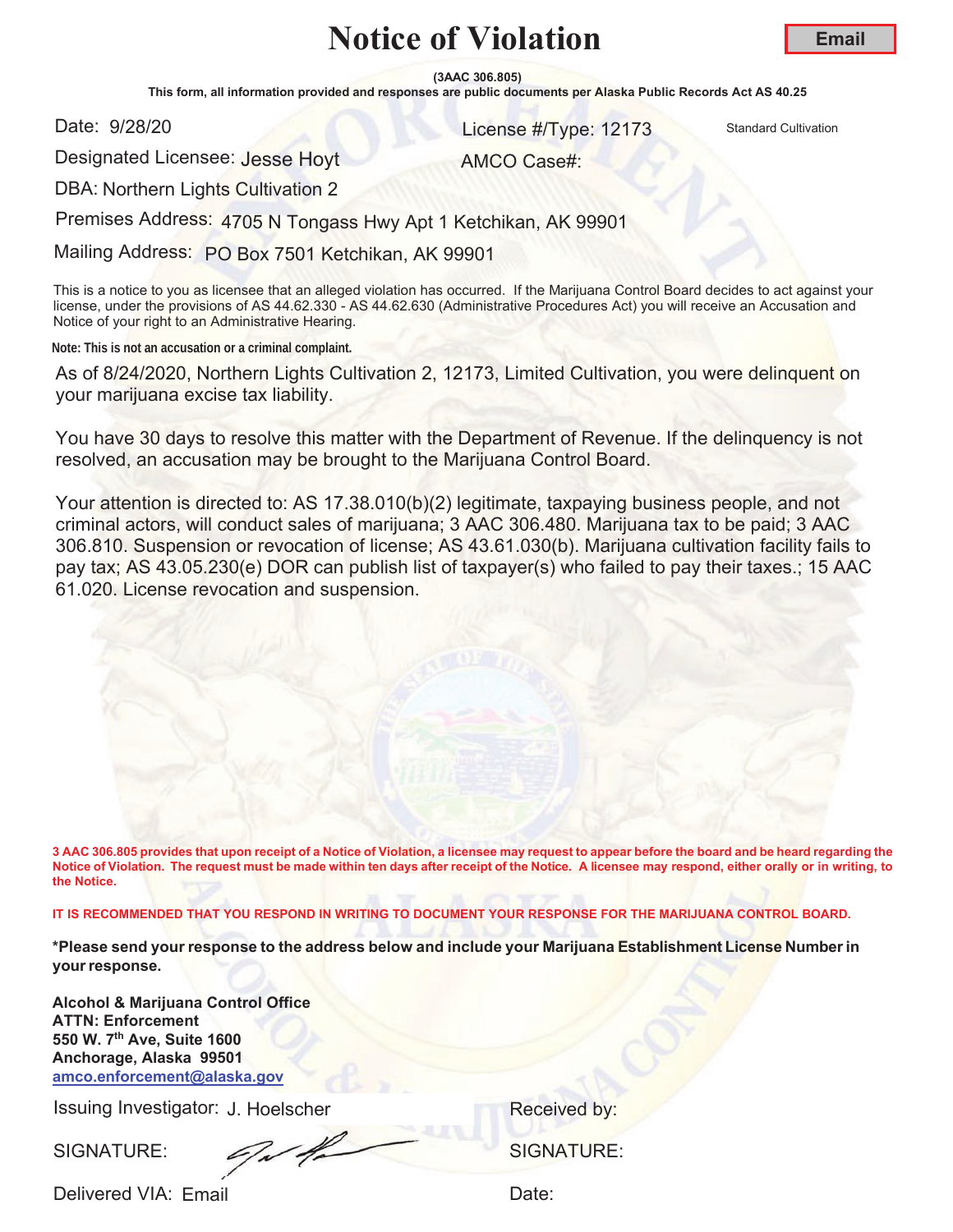# Notice of Violation

**Email**

**(3AAC 306.805)**

**This form, all information provided and responses are public documents per Alaska Public Records Act AS 40.25**

Date: 9/28/20

License #/Type: 12173 Standard Cultivation

Designated Licensee: Jesse Hoyt

AMCO Case#:

DBA: Northern Lights Cultivation 2

Premises Address: 4705 N Tongass Hwy Apt 1 Ketchikan, AK 99901

Mailing Address: PO Box 7501 Ketchikan, AK 99901

This is a notice to you as licensee that an alleged violation has occurred. If the Marijuana Control Board decides to act against your license, under the provisions of AS 44.62.330 - AS 44.62.630 (Administrative Procedures Act) you will receive an Accusation and Notice of your right to an Administrative Hearing.

**Note: This is not an accusation or a criminal complaint.**

As of 8/24/2020, Northern Lights Cultivation 2, 12173, Limited Cultivation, you were delinquent on your marijuana excise tax liability.

You have 30 days to resolve this matter with the Department of Revenue. If the delinquency is not resolved, an accusation may be brought to the Marijuana Control Board.

Your attention is directed to: AS 17.38.010(b)(2) legitimate, taxpaying business people, and not criminal actors, will conduct sales of marijuana; 3 AAC 306.480. Marijuana tax to be paid; 3 AAC 306.810. Suspension or revocation of license; AS 43.61.030(b). Marijuana cultivation facility fails to pay tax; AS 43.05.230(e) DOR can publish list of taxpayer(s) who failed to pay their taxes.; 15 AAC 61.020. License revocation and suspension.

**3 AAC 306.805 provides that upon receipt of a Notice of Violation, a licensee may request to appear before the board and be heard regarding the Notice of Violation. The request must be made within ten days after receipt of the Notice. A licensee may respond, either orally or in writing, to the Notice.**

**IT IS RECOMMENDED THAT YOU RESPOND IN WRITING TO DOCUMENT YOUR RESPONSE FOR THE MARIJUANA CONTROL BOARD.**

**\*Please send your response to the address below and include your Marijuana Establishment License Number in your response.**

**Alcohol & Marijuana Control Office**
**ATTN: Enforcement**
**550 W. 7th Ave, Suite 1600**
**Anchorage, Alaska 99501**
**amco.enforcement@alaska.gov**

Issuing Investigator: J. Hoelscher

Received by:

SIGNATURE:

SIGNATURE:

Delivered VIA: Email

Date: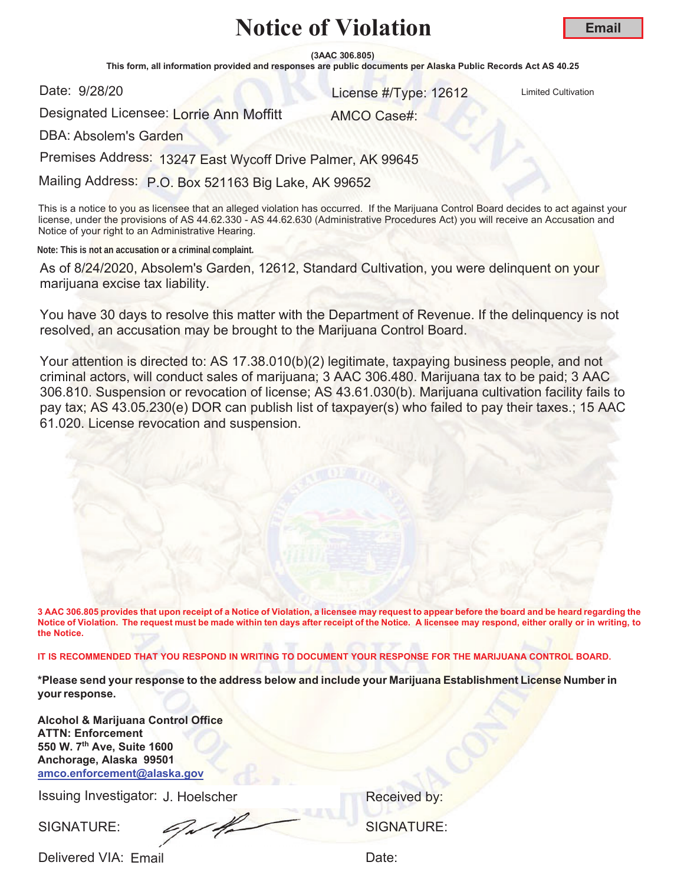# Notice of Violation

**Email**

**(3AAC 306.805)**

**This form, all information provided and responses are public documents per Alaska Public Records Act AS 40.25**

Date: 9/28/20

License #/Type: 12612 Limited Cultivation

Designated Licensee: Lorrie Ann Moffitt

AMCO Case#:

DBA: Absolem's Garden

Premises Address: 13247 East Wycoff Drive Palmer, AK 99645

Mailing Address: P.O. Box 521163 Big Lake, AK 99652

This is a notice to you as licensee that an alleged violation has occurred. If the Marijuana Control Board decides to act against your license, under the provisions of AS 44.62.330 - AS 44.62.630 (Administrative Procedures Act) you will receive an Accusation and Notice of your right to an Administrative Hearing.

**Note: This is not an accusation or a criminal complaint.**

As of 8/24/2020, Absolem's Garden, 12612, Standard Cultivation, you were delinquent on your marijuana excise tax liability.

You have 30 days to resolve this matter with the Department of Revenue. If the delinquency is not resolved, an accusation may be brought to the Marijuana Control Board.

Your attention is directed to: AS 17.38.010(b)(2) legitimate, taxpaying business people, and not criminal actors, will conduct sales of marijuana; 3 AAC 306.480. Marijuana tax to be paid; 3 AAC 306.810. Suspension or revocation of license; AS 43.61.030(b). Marijuana cultivation facility fails to pay tax; AS 43.05.230(e) DOR can publish list of taxpayer(s) who failed to pay their taxes.; 15 AAC 61.020. License revocation and suspension.

**3 AAC 306.805 provides that upon receipt of a Notice of Violation, a licensee may request to appear before the board and be heard regarding the Notice of Violation. The request must be made within ten days after receipt of the Notice. A licensee may respond, either orally or in writing, to the Notice.**

**IT IS RECOMMENDED THAT YOU RESPOND IN WRITING TO DOCUMENT YOUR RESPONSE FOR THE MARIJUANA CONTROL BOARD.**

**\*Please send your response to the address below and include your Marijuana Establishment License Number in your response.**

**Alcohol & Marijuana Control Office**
**ATTN: Enforcement**
**550 W. 7th Ave, Suite 1600**
**Anchorage, Alaska 99501**
**amco.enforcement@alaska.gov**

Issuing Investigator: J. Hoelscher

SIGNATURE:

Delivered VIA: Email

Received by:

SIGNATURE:

Date: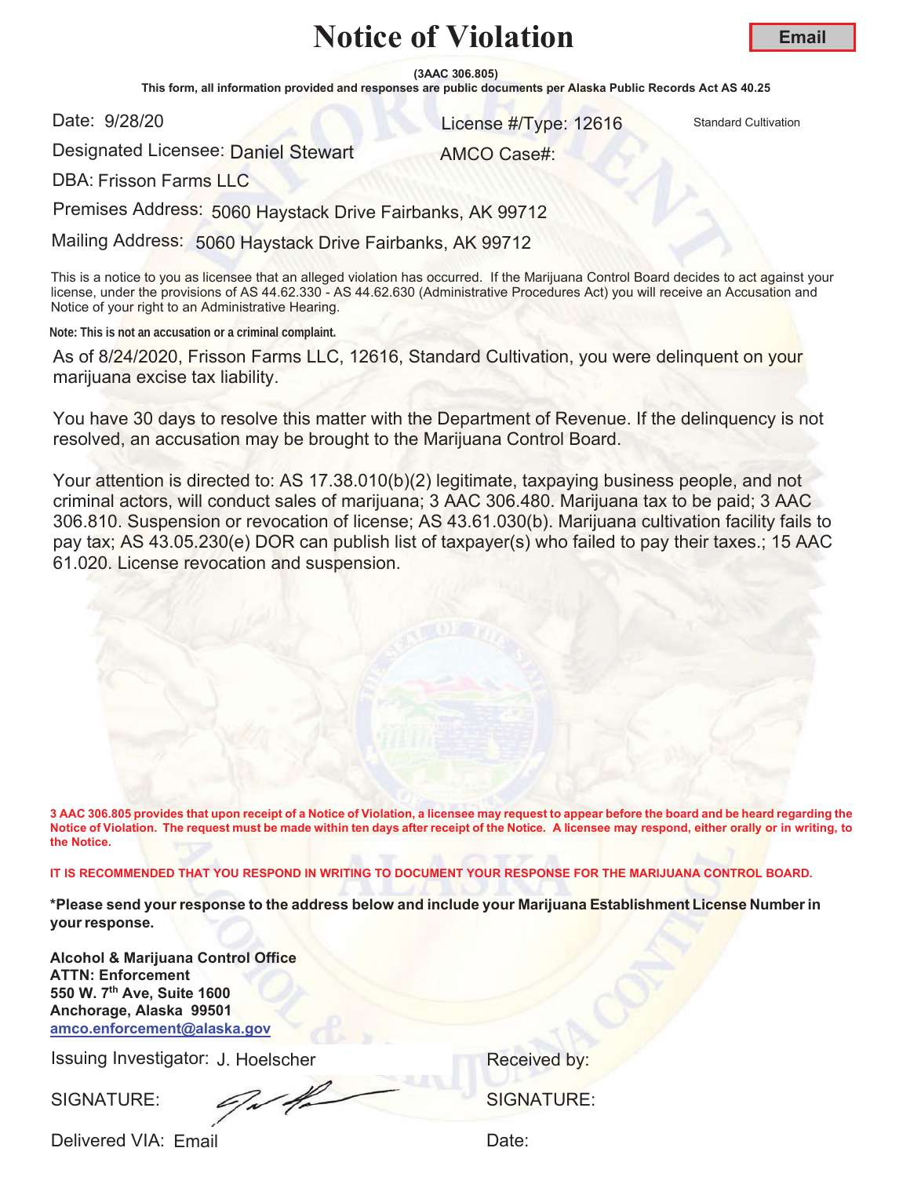# Notice of Violation

**Email**

**(3AAC 306.805)**

**This form, all information provided and responses are public documents per Alaska Public Records Act AS 40.25**

Date: 9/28/20

License #/Type: 12616 Standard Cultivation

Designated Licensee: Daniel Stewart

AMCO Case#:

DBA: Frisson Farms LLC

Premises Address: 5060 Haystack Drive Fairbanks, AK 99712

Mailing Address: 5060 Haystack Drive Fairbanks, AK 99712

This is a notice to you as licensee that an alleged violation has occurred. If the Marijuana Control Board decides to act against your license, under the provisions of AS 44.62.330 - AS 44.62.630 (Administrative Procedures Act) you will receive an Accusation and Notice of your right to an Administrative Hearing.

**Note: This is not an accusation or a criminal complaint.**

As of 8/24/2020, Frisson Farms LLC, 12616, Standard Cultivation, you were delinquent on your marijuana excise tax liability.

You have 30 days to resolve this matter with the Department of Revenue. If the delinquency is not resolved, an accusation may be brought to the Marijuana Control Board.

Your attention is directed to: AS 17.38.010(b)(2) legitimate, taxpaying business people, and not criminal actors, will conduct sales of marijuana; 3 AAC 306.480. Marijuana tax to be paid; 3 AAC 306.810. Suspension or revocation of license; AS 43.61.030(b). Marijuana cultivation facility fails to pay tax; AS 43.05.230(e) DOR can publish list of taxpayer(s) who failed to pay their taxes.; 15 AAC 61.020. License revocation and suspension.

**3 AAC 306.805 provides that upon receipt of a Notice of Violation, a licensee may request to appear before the board and be heard regarding the Notice of Violation. The request must be made within ten days after receipt of the Notice. A licensee may respond, either orally or in writing, to the Notice.**

**IT IS RECOMMENDED THAT YOU RESPOND IN WRITING TO DOCUMENT YOUR RESPONSE FOR THE MARIJUANA CONTROL BOARD.**

**\*Please send your response to the address below and include your Marijuana Establishment License Number in your response.**

**Alcohol & Marijuana Control Office**
**ATTN: Enforcement**
**550 W. 7th Ave, Suite 1600**
**Anchorage, Alaska 99501**
**amco.enforcement@alaska.gov**

Issuing Investigator: J. Hoelscher

Received by:

SIGNATURE:

SIGNATURE:

Delivered VIA: Email

Date: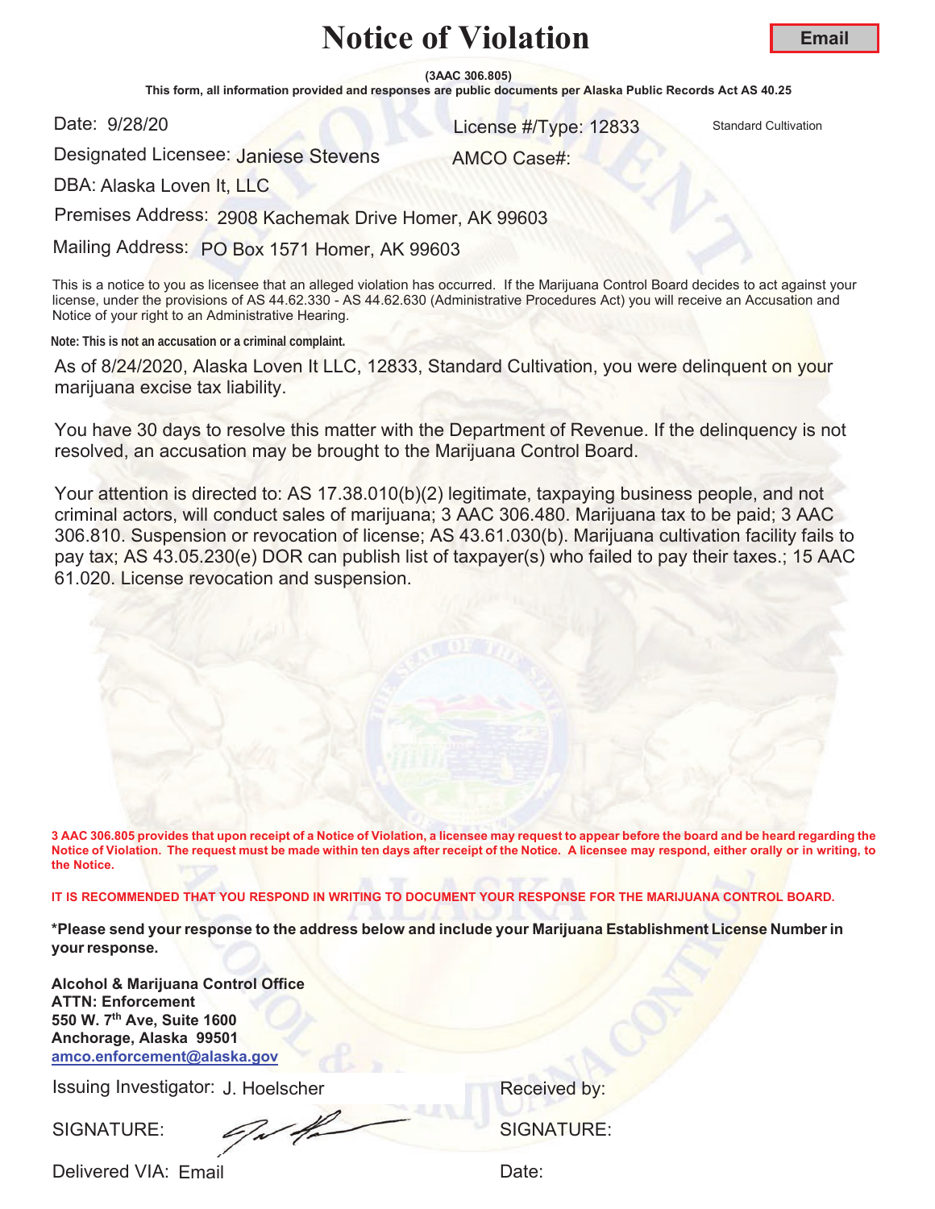# Notice of Violation

**Email**

**(3AAC 306.805)**

**This form, all information provided and responses are public documents per Alaska Public Records Act AS 40.25**

Date: 9/28/20

License #/Type: 12833 Standard Cultivation

Designated Licensee: Janiese Stevens

AMCO Case#:

DBA: Alaska Loven It, LLC

Premises Address: 2908 Kachemak Drive Homer, AK 99603

Mailing Address: PO Box 1571 Homer, AK 99603

This is a notice to you as licensee that an alleged violation has occurred. If the Marijuana Control Board decides to act against your license, under the provisions of AS 44.62.330 - AS 44.62.630 (Administrative Procedures Act) you will receive an Accusation and Notice of your right to an Administrative Hearing.

**Note: This is not an accusation or a criminal complaint.**

As of 8/24/2020, Alaska Loven It LLC, 12833, Standard Cultivation, you were delinquent on your marijuana excise tax liability.

You have 30 days to resolve this matter with the Department of Revenue. If the delinquency is not resolved, an accusation may be brought to the Marijuana Control Board.

Your attention is directed to: AS 17.38.010(b)(2) legitimate, taxpaying business people, and not criminal actors, will conduct sales of marijuana; 3 AAC 306.480. Marijuana tax to be paid; 3 AAC 306.810. Suspension or revocation of license; AS 43.61.030(b). Marijuana cultivation facility fails to pay tax; AS 43.05.230(e) DOR can publish list of taxpayer(s) who failed to pay their taxes.; 15 AAC 61.020. License revocation and suspension.

**3 AAC 306.805 provides that upon receipt of a Notice of Violation, a licensee may request to appear before the board and be heard regarding the Notice of Violation. The request must be made within ten days after receipt of the Notice. A licensee may respond, either orally or in writing, to the Notice.**

**IT IS RECOMMENDED THAT YOU RESPOND IN WRITING TO DOCUMENT YOUR RESPONSE FOR THE MARIJUANA CONTROL BOARD.**

**\*Please send your response to the address below and include your Marijuana Establishment License Number in your response.**

**Alcohol & Marijuana Control Office**
**ATTN: Enforcement**
**550 W. 7th Ave, Suite 1600**
**Anchorage, Alaska 99501**
**amco.enforcement@alaska.gov**

Issuing Investigator: J. Hoelscher

Received by:

SIGNATURE:

SIGNATURE:

Delivered VIA: Email

Date: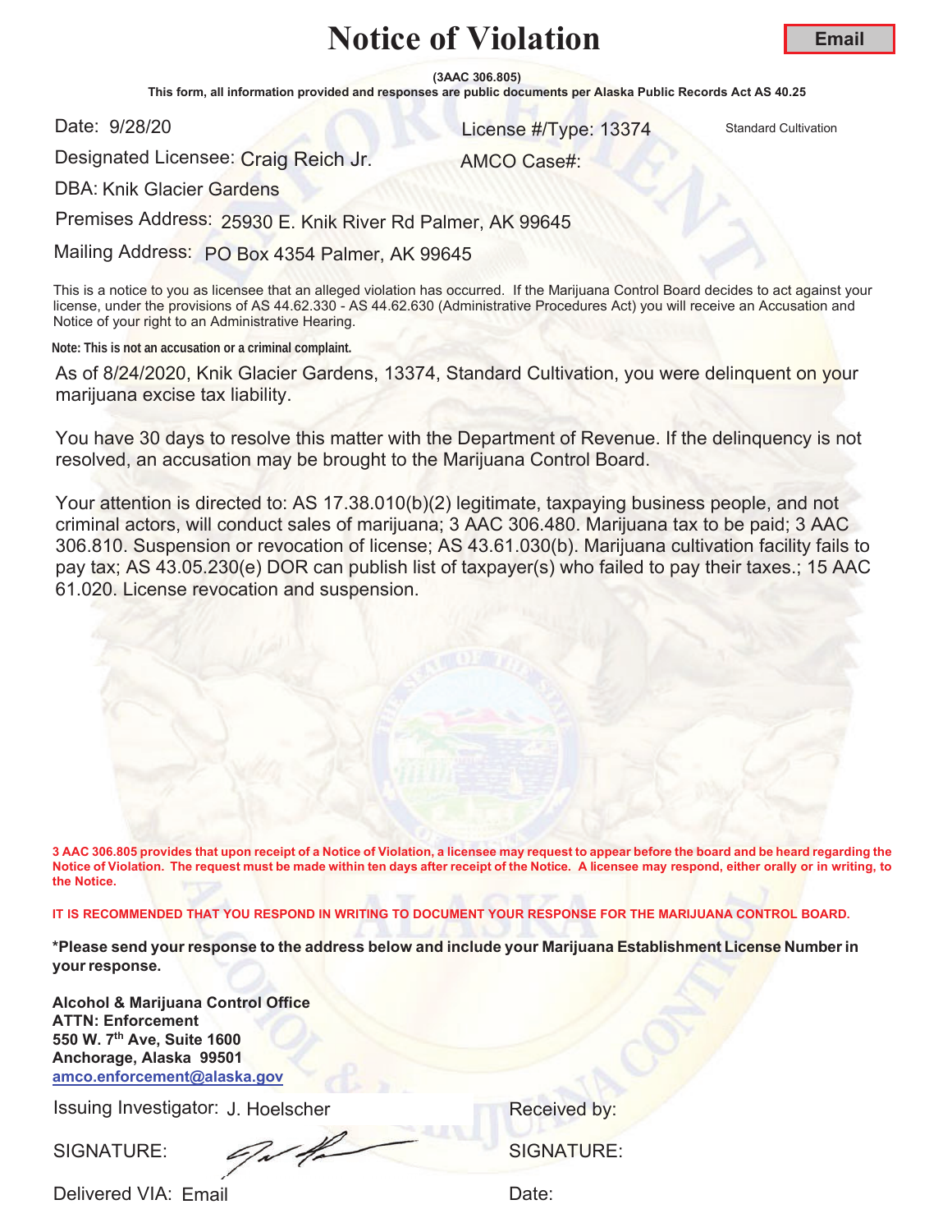# Notice of Violation

**Email**

**(3AAC 306.805)**

**This form, all information provided and responses are public documents per Alaska Public Records Act AS 40.25**

Date: 9/28/20

License #/Type: 13374 Standard Cultivation

Designated Licensee: Craig Reich Jr.

AMCO Case#:

DBA: Knik Glacier Gardens

Premises Address: 25930 E. Knik River Rd Palmer, AK 99645

Mailing Address: PO Box 4354 Palmer, AK 99645

This is a notice to you as licensee that an alleged violation has occurred. If the Marijuana Control Board decides to act against your license, under the provisions of AS 44.62.330 - AS 44.62.630 (Administrative Procedures Act) you will receive an Accusation and Notice of your right to an Administrative Hearing.

**Note: This is not an accusation or a criminal complaint.**

As of 8/24/2020, Knik Glacier Gardens, 13374, Standard Cultivation, you were delinquent on your marijuana excise tax liability.

You have 30 days to resolve this matter with the Department of Revenue. If the delinquency is not resolved, an accusation may be brought to the Marijuana Control Board.

Your attention is directed to: AS 17.38.010(b)(2) legitimate, taxpaying business people, and not criminal actors, will conduct sales of marijuana; 3 AAC 306.480. Marijuana tax to be paid; 3 AAC 306.810. Suspension or revocation of license; AS 43.61.030(b). Marijuana cultivation facility fails to pay tax; AS 43.05.230(e) DOR can publish list of taxpayer(s) who failed to pay their taxes.; 15 AAC 61.020. License revocation and suspension.

**3 AAC 306.805 provides that upon receipt of a Notice of Violation, a licensee may request to appear before the board and be heard regarding the Notice of Violation. The request must be made within ten days after receipt of the Notice. A licensee may respond, either orally or in writing, to the Notice.**

**IT IS RECOMMENDED THAT YOU RESPOND IN WRITING TO DOCUMENT YOUR RESPONSE FOR THE MARIJUANA CONTROL BOARD.**

**\*Please send your response to the address below and include your Marijuana Establishment License Number in your response.**

**Alcohol & Marijuana Control Office**
**ATTN: Enforcement**
**550 W. 7th Ave, Suite 1600**
**Anchorage, Alaska 99501**
**amco.enforcement@alaska.gov**

Issuing Investigator: J. Hoelscher

Received by:

SIGNATURE: [signature]

SIGNATURE:

Delivered VIA: Email

Date: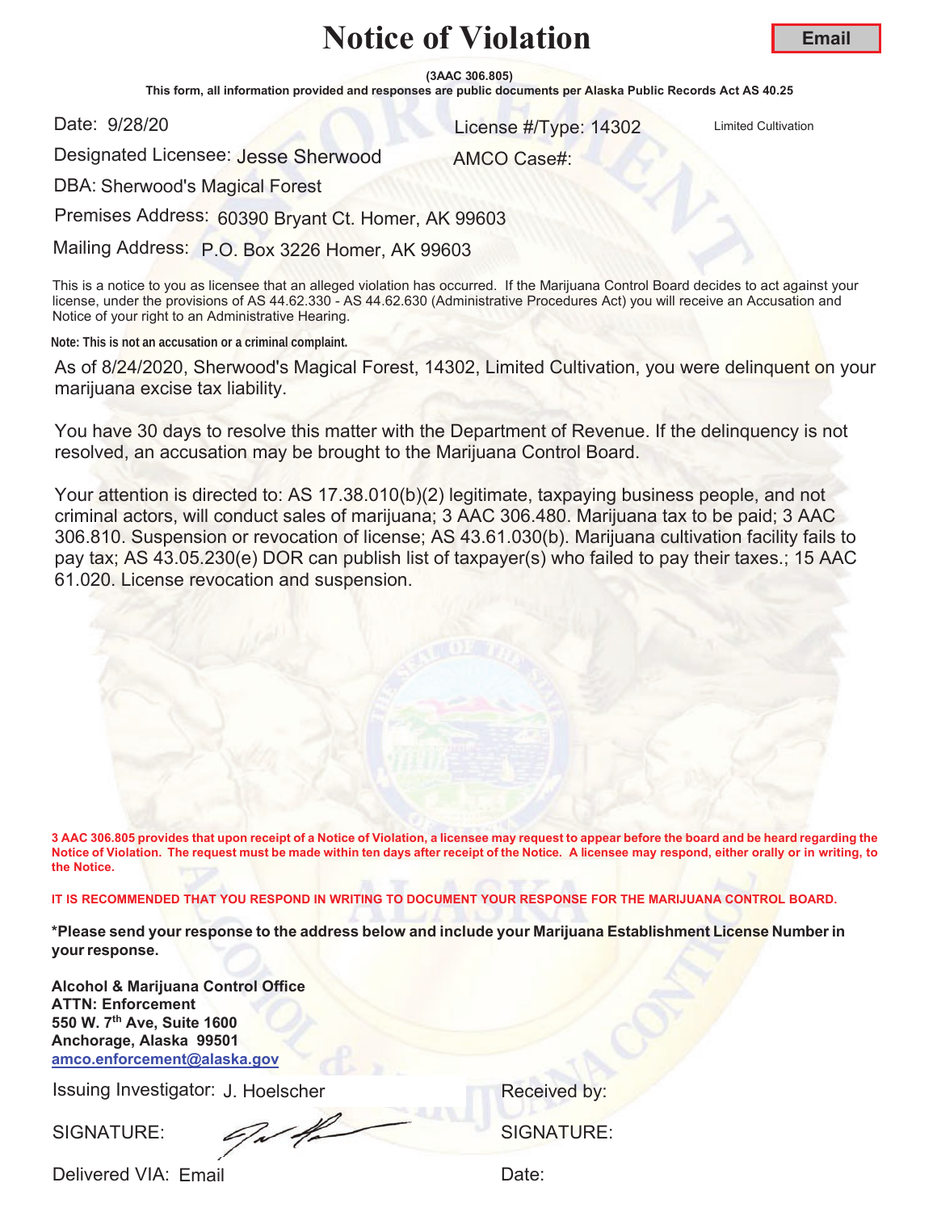# Notice of Violation

**Email**

**(3AAC 306.805)**

**This form, all information provided and responses are public documents per Alaska Public Records Act AS 40.25**

Date: 9/28/20

License #/Type: 14302 Limited Cultivation

Designated Licensee: Jesse Sherwood

AMCO Case#:

DBA: Sherwood's Magical Forest

Premises Address: 60390 Bryant Ct. Homer, AK 99603

Mailing Address: P.O. Box 3226 Homer, AK 99603

This is a notice to you as licensee that an alleged violation has occurred. If the Marijuana Control Board decides to act against your license, under the provisions of AS 44.62.330 - AS 44.62.630 (Administrative Procedures Act) you will receive an Accusation and Notice of your right to an Administrative Hearing.

**Note: This is not an accusation or a criminal complaint.**

As of 8/24/2020, Sherwood's Magical Forest, 14302, Limited Cultivation, you were delinquent on your marijuana excise tax liability.

You have 30 days to resolve this matter with the Department of Revenue. If the delinquency is not resolved, an accusation may be brought to the Marijuana Control Board.

Your attention is directed to: AS 17.38.010(b)(2) legitimate, taxpaying business people, and not criminal actors, will conduct sales of marijuana; 3 AAC 306.480. Marijuana tax to be paid; 3 AAC 306.810. Suspension or revocation of license; AS 43.61.030(b). Marijuana cultivation facility fails to pay tax; AS 43.05.230(e) DOR can publish list of taxpayer(s) who failed to pay their taxes.; 15 AAC 61.020. License revocation and suspension.

**3 AAC 306.805 provides that upon receipt of a Notice of Violation, a licensee may request to appear before the board and be heard regarding the Notice of Violation. The request must be made within ten days after receipt of the Notice. A licensee may respond, either orally or in writing, to the Notice.**

**IT IS RECOMMENDED THAT YOU RESPOND IN WRITING TO DOCUMENT YOUR RESPONSE FOR THE MARIJUANA CONTROL BOARD.**

**\*Please send your response to the address below and include your Marijuana Establishment License Number in your response.**

**Alcohol & Marijuana Control Office**
**ATTN: Enforcement**
**550 W. 7th Ave, Suite 1600**
**Anchorage, Alaska 99501**
**amco.enforcement@alaska.gov**

Issuing Investigator: J. Hoelscher

Received by:

SIGNATURE:

SIGNATURE:

Delivered VIA: Email

Date: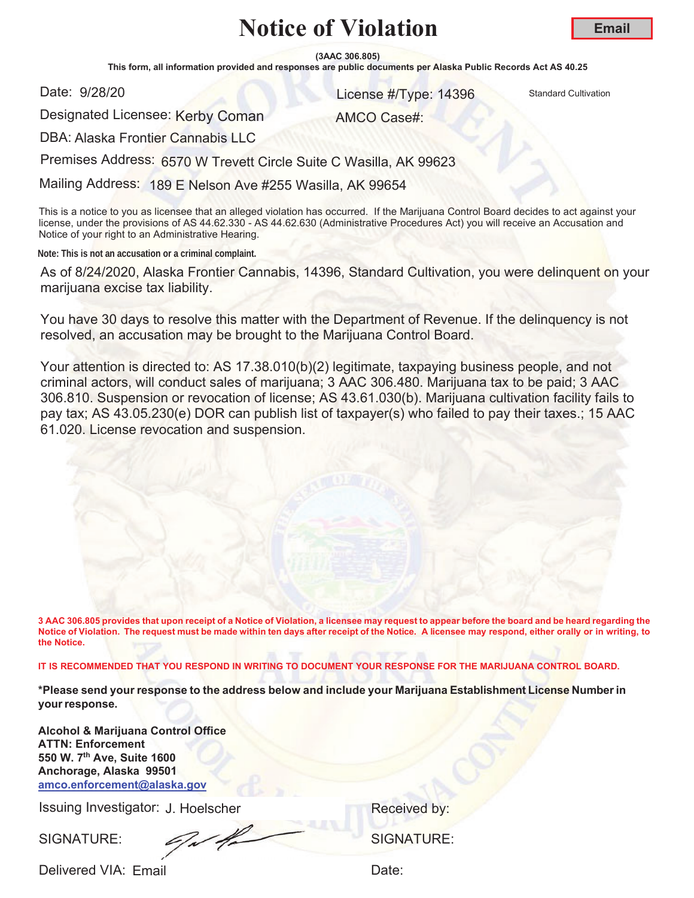# Notice of Violation

**Email**

**(3AAC 306.805)**

**This form, all information provided and responses are public documents per Alaska Public Records Act AS 40.25**

Date: 9/28/20

License #/Type: 14396 Standard Cultivation

Designated Licensee: Kerby Coman

AMCO Case#:

DBA: Alaska Frontier Cannabis LLC

Premises Address: 6570 W Trevett Circle Suite C Wasilla, AK 99623

Mailing Address: 189 E Nelson Ave #255 Wasilla, AK 99654

This is a notice to you as licensee that an alleged violation has occurred. If the Marijuana Control Board decides to act against your license, under the provisions of AS 44.62.330 - AS 44.62.630 (Administrative Procedures Act) you will receive an Accusation and Notice of your right to an Administrative Hearing.

**Note: This is not an accusation or a criminal complaint.**

As of 8/24/2020, Alaska Frontier Cannabis, 14396, Standard Cultivation, you were delinquent on your marijuana excise tax liability.

You have 30 days to resolve this matter with the Department of Revenue. If the delinquency is not resolved, an accusation may be brought to the Marijuana Control Board.

Your attention is directed to: AS 17.38.010(b)(2) legitimate, taxpaying business people, and not criminal actors, will conduct sales of marijuana; 3 AAC 306.480. Marijuana tax to be paid; 3 AAC 306.810. Suspension or revocation of license; AS 43.61.030(b). Marijuana cultivation facility fails to pay tax; AS 43.05.230(e) DOR can publish list of taxpayer(s) who failed to pay their taxes.; 15 AAC 61.020. License revocation and suspension.

**3 AAC 306.805 provides that upon receipt of a Notice of Violation, a licensee may request to appear before the board and be heard regarding the Notice of Violation. The request must be made within ten days after receipt of the Notice. A licensee may respond, either orally or in writing, to the Notice.**

**IT IS RECOMMENDED THAT YOU RESPOND IN WRITING TO DOCUMENT YOUR RESPONSE FOR THE MARIJUANA CONTROL BOARD.**

**\*Please send your response to the address below and include your Marijuana Establishment License Number in your response.**

**Alcohol & Marijuana Control Office**
**ATTN: Enforcement**
**550 W. 7th Ave, Suite 1600**
**Anchorage, Alaska 99501**
**amco.enforcement@alaska.gov**

Issuing Investigator: J. Hoelscher

Received by:

SIGNATURE:

SIGNATURE:

Delivered VIA: Email

Date: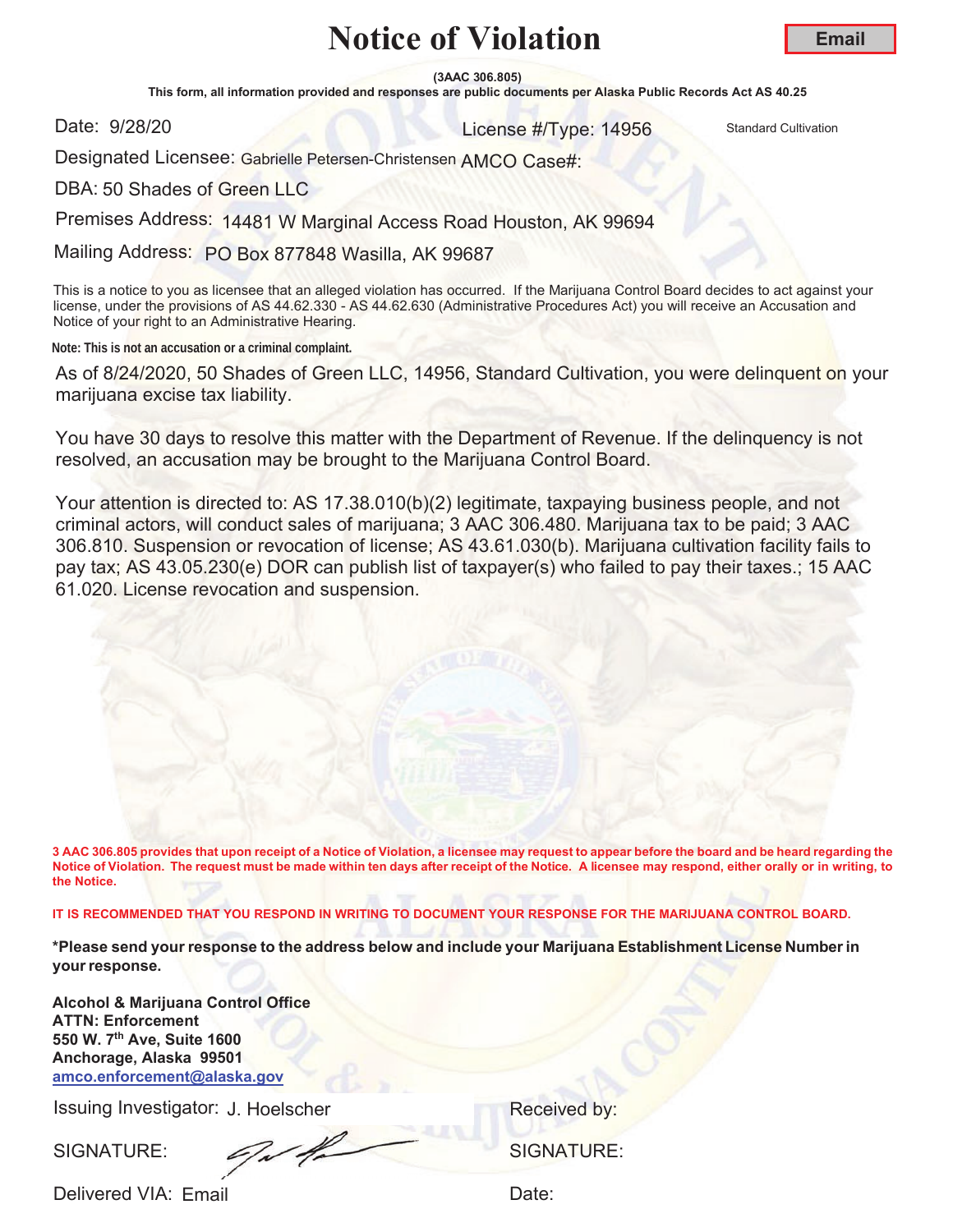# Notice of Violation

**Email**

**(3AAC 306.805)**

**This form, all information provided and responses are public documents per Alaska Public Records Act AS 40.25**

Date: 9/28/20

License #/Type: 14956 Standard Cultivation

Designated Licensee: Gabrielle Petersen-Christensen

AMCO Case#:

DBA: 50 Shades of Green LLC

Premises Address: 14481 W Marginal Access Road Houston, AK 99694

Mailing Address: PO Box 877848 Wasilla, AK 99687

This is a notice to you as licensee that an alleged violation has occurred. If the Marijuana Control Board decides to act against your license, under the provisions of AS 44.62.330 - AS 44.62.630 (Administrative Procedures Act) you will receive an Accusation and Notice of your right to an Administrative Hearing.

**Note: This is not an accusation or a criminal complaint.**

As of 8/24/2020, 50 Shades of Green LLC, 14956, Standard Cultivation, you were delinquent on your marijuana excise tax liability.

You have 30 days to resolve this matter with the Department of Revenue. If the delinquency is not resolved, an accusation may be brought to the Marijuana Control Board.

Your attention is directed to: AS 17.38.010(b)(2) legitimate, taxpaying business people, and not criminal actors, will conduct sales of marijuana; 3 AAC 306.480. Marijuana tax to be paid; 3 AAC 306.810. Suspension or revocation of license; AS 43.61.030(b). Marijuana cultivation facility fails to pay tax; AS 43.05.230(e) DOR can publish list of taxpayer(s) who failed to pay their taxes.; 15 AAC 61.020. License revocation and suspension.

**3 AAC 306.805 provides that upon receipt of a Notice of Violation, a licensee may request to appear before the board and be heard regarding the Notice of Violation. The request must be made within ten days after receipt of the Notice. A licensee may respond, either orally or in writing, to the Notice.**

**IT IS RECOMMENDED THAT YOU RESPOND IN WRITING TO DOCUMENT YOUR RESPONSE FOR THE MARIJUANA CONTROL BOARD.**

**\*Please send your response to the address below and include your Marijuana Establishment License Number in your response.**

**Alcohol & Marijuana Control Office**
**ATTN: Enforcement**
**550 W. 7th Ave, Suite 1600**
**Anchorage, Alaska 99501**
**amco.enforcement@alaska.gov**

Issuing Investigator: J. Hoelscher

Received by:

SIGNATURE:

SIGNATURE:

Delivered VIA: Email

Date: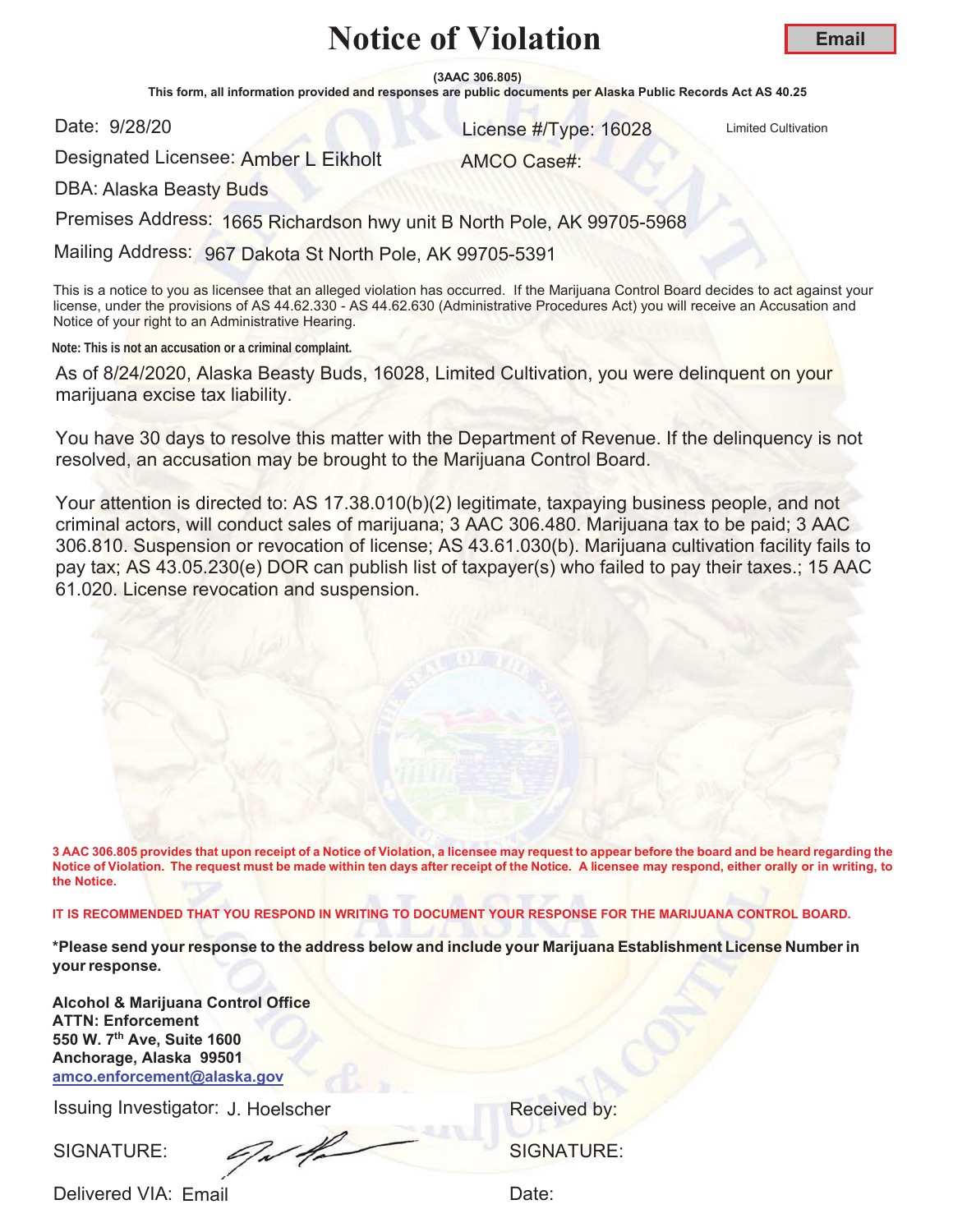# Notice of Violation

**Email**

**(3AAC 306.805)**

**This form, all information provided and responses are public documents per Alaska Public Records Act AS 40.25**

Date: 9/28/20

License #/Type: 16028 Limited Cultivation

Designated Licensee: Amber L Eikholt

AMCO Case#:

DBA: Alaska Beasty Buds

Premises Address: 1665 Richardson hwy unit B North Pole, AK 99705-5968

Mailing Address: 967 Dakota St North Pole, AK 99705-5391

This is a notice to you as licensee that an alleged violation has occurred. If the Marijuana Control Board decides to act against your license, under the provisions of AS 44.62.330 - AS 44.62.630 (Administrative Procedures Act) you will receive an Accusation and Notice of your right to an Administrative Hearing.

**Note: This is not an accusation or a criminal complaint.**

As of 8/24/2020, Alaska Beasty Buds, 16028, Limited Cultivation, you were delinquent on your marijuana excise tax liability.

You have 30 days to resolve this matter with the Department of Revenue. If the delinquency is not resolved, an accusation may be brought to the Marijuana Control Board.

Your attention is directed to: AS 17.38.010(b)(2) legitimate, taxpaying business people, and not criminal actors, will conduct sales of marijuana; 3 AAC 306.480. Marijuana tax to be paid; 3 AAC 306.810. Suspension or revocation of license; AS 43.61.030(b). Marijuana cultivation facility fails to pay tax; AS 43.05.230(e) DOR can publish list of taxpayer(s) who failed to pay their taxes.; 15 AAC 61.020. License revocation and suspension.

**3 AAC 306.805 provides that upon receipt of a Notice of Violation, a licensee may request to appear before the board and be heard regarding the Notice of Violation. The request must be made within ten days after receipt of the Notice. A licensee may respond, either orally or in writing, to the Notice.**

**IT IS RECOMMENDED THAT YOU RESPOND IN WRITING TO DOCUMENT YOUR RESPONSE FOR THE MARIJUANA CONTROL BOARD.**

**\*Please send your response to the address below and include your Marijuana Establishment License Number in your response.**

**Alcohol & Marijuana Control Office**
**ATTN: Enforcement**
**550 W. 7th Ave, Suite 1600**
**Anchorage, Alaska 99501**
**amco.enforcement@alaska.gov**

Issuing Investigator: J. Hoelscher

Received by:

SIGNATURE:

SIGNATURE:

Delivered VIA: Email

Date: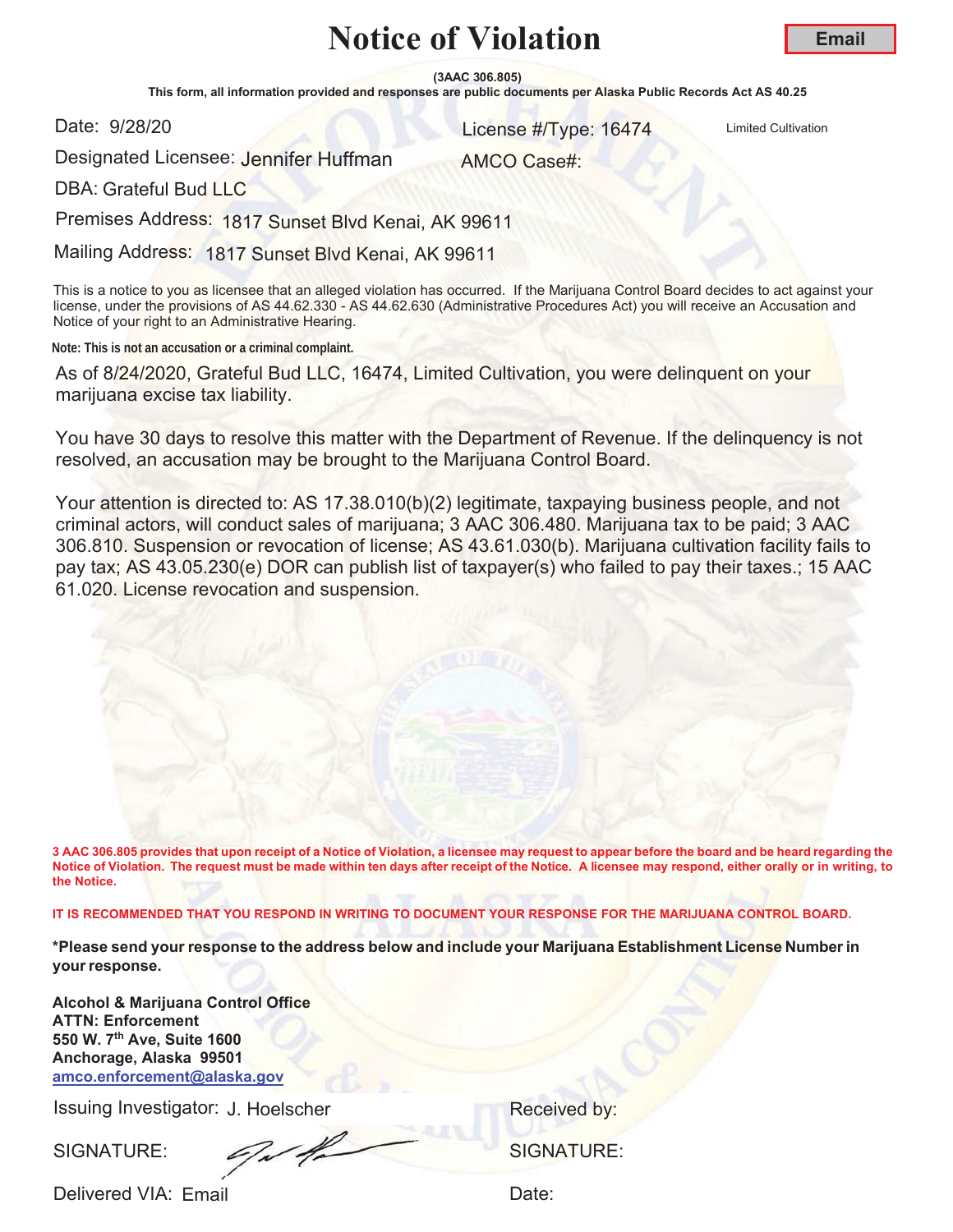# Notice of Violation

**Email**

**(3AAC 306.805)**

**This form, all information provided and responses are public documents per Alaska Public Records Act AS 40.25**

Date: 9/28/20

License #/Type: 16474 Limited Cultivation

Designated Licensee: Jennifer Huffman

AMCO Case#:

DBA: Grateful Bud LLC

Premises Address: 1817 Sunset Blvd Kenai, AK 99611

Mailing Address: 1817 Sunset Blvd Kenai, AK 99611

This is a notice to you as licensee that an alleged violation has occurred. If the Marijuana Control Board decides to act against your license, under the provisions of AS 44.62.330 - AS 44.62.630 (Administrative Procedures Act) you will receive an Accusation and Notice of your right to an Administrative Hearing.

**Note: This is not an accusation or a criminal complaint.**

As of 8/24/2020, Grateful Bud LLC, 16474, Limited Cultivation, you were delinquent on your marijuana excise tax liability.

You have 30 days to resolve this matter with the Department of Revenue. If the delinquency is not resolved, an accusation may be brought to the Marijuana Control Board.

Your attention is directed to: AS 17.38.010(b)(2) legitimate, taxpaying business people, and not criminal actors, will conduct sales of marijuana; 3 AAC 306.480. Marijuana tax to be paid; 3 AAC 306.810. Suspension or revocation of license; AS 43.61.030(b). Marijuana cultivation facility fails to pay tax; AS 43.05.230(e) DOR can publish list of taxpayer(s) who failed to pay their taxes.; 15 AAC 61.020. License revocation and suspension.

**3 AAC 306.805 provides that upon receipt of a Notice of Violation, a licensee may request to appear before the board and be heard regarding the Notice of Violation. The request must be made within ten days after receipt of the Notice. A licensee may respond, either orally or in writing, to the Notice.**

**IT IS RECOMMENDED THAT YOU RESPOND IN WRITING TO DOCUMENT YOUR RESPONSE FOR THE MARIJUANA CONTROL BOARD.**

**\*Please send your response to the address below and include your Marijuana Establishment License Number in your response.**

**Alcohol & Marijuana Control Office**
**ATTN: Enforcement**
**550 W. 7th Ave, Suite 1600**
**Anchorage, Alaska 99501**
**amco.enforcement@alaska.gov**

Issuing Investigator: J. Hoelscher

Received by:

SIGNATURE:

SIGNATURE:

Delivered VIA: Email

Date: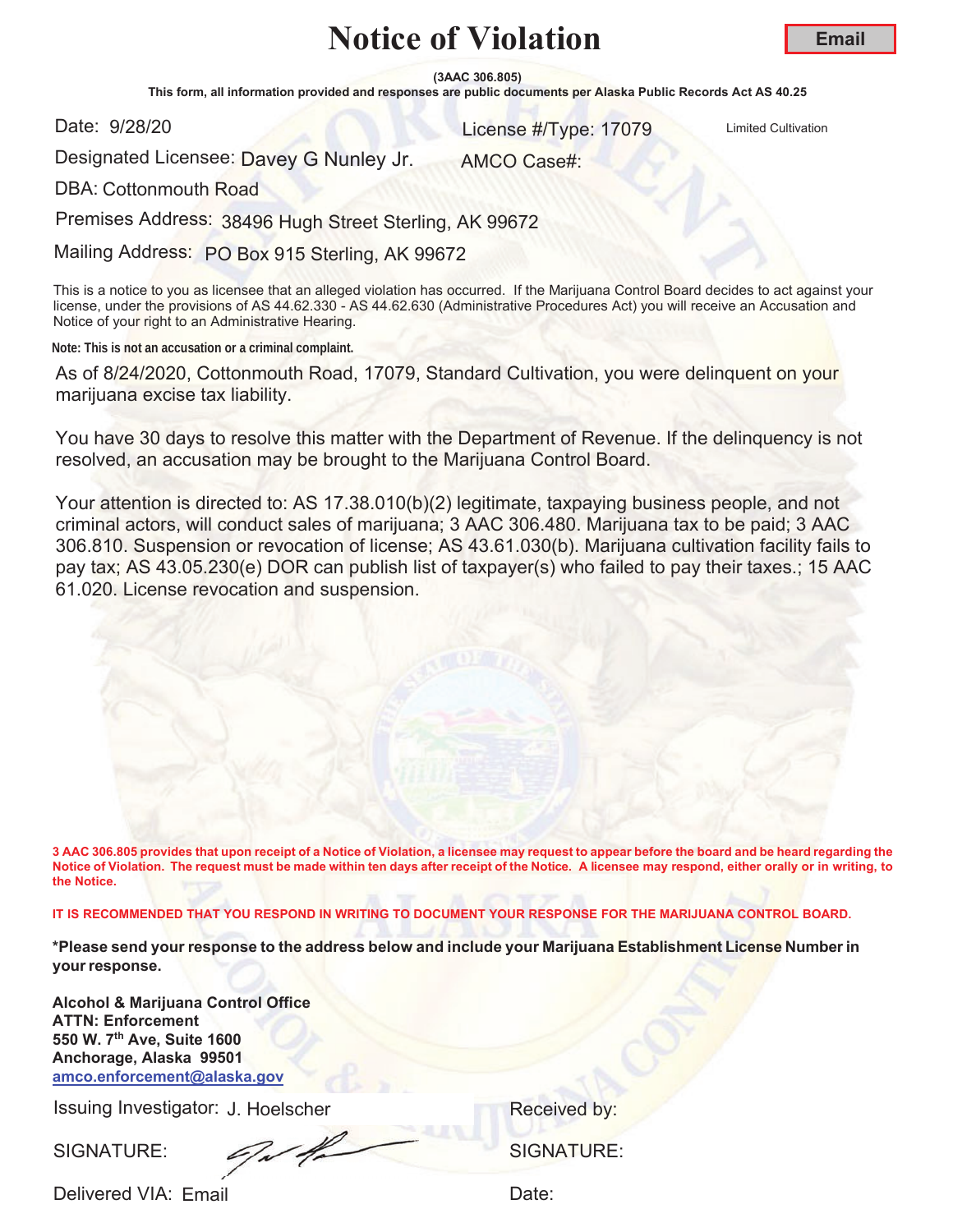# Notice of Violation

**Email**

**(3AAC 306.805)**

**This form, all information provided and responses are public documents per Alaska Public Records Act AS 40.25**

Date: 9/28/20

License #/Type: 17079 Limited Cultivation

Designated Licensee: Davey G Nunley Jr.

AMCO Case#:

DBA: Cottonmouth Road

Premises Address: 38496 Hugh Street Sterling, AK 99672

Mailing Address: PO Box 915 Sterling, AK 99672

This is a notice to you as licensee that an alleged violation has occurred. If the Marijuana Control Board decides to act against your license, under the provisions of AS 44.62.330 - AS 44.62.630 (Administrative Procedures Act) you will receive an Accusation and Notice of your right to an Administrative Hearing.

**Note: This is not an accusation or a criminal complaint.**

As of 8/24/2020, Cottonmouth Road, 17079, Standard Cultivation, you were delinquent on your marijuana excise tax liability.

You have 30 days to resolve this matter with the Department of Revenue. If the delinquency is not resolved, an accusation may be brought to the Marijuana Control Board.

Your attention is directed to: AS 17.38.010(b)(2) legitimate, taxpaying business people, and not criminal actors, will conduct sales of marijuana; 3 AAC 306.480. Marijuana tax to be paid; 3 AAC 306.810. Suspension or revocation of license; AS 43.61.030(b). Marijuana cultivation facility fails to pay tax; AS 43.05.230(e) DOR can publish list of taxpayer(s) who failed to pay their taxes.; 15 AAC 61.020. License revocation and suspension.

**3 AAC 306.805 provides that upon receipt of a Notice of Violation, a licensee may request to appear before the board and be heard regarding the Notice of Violation. The request must be made within ten days after receipt of the Notice. A licensee may respond, either orally or in writing, to the Notice.**

**IT IS RECOMMENDED THAT YOU RESPOND IN WRITING TO DOCUMENT YOUR RESPONSE FOR THE MARIJUANA CONTROL BOARD.**

**\*Please send your response to the address below and include your Marijuana Establishment License Number in your response.**

**Alcohol & Marijuana Control Office**
**ATTN: Enforcement**
**550 W. 7th Ave, Suite 1600**
**Anchorage, Alaska 99501**
**amco.enforcement@alaska.gov**

Issuing Investigator: J. Hoelscher

Received by:

SIGNATURE:

SIGNATURE:

Delivered VIA: Email

Date: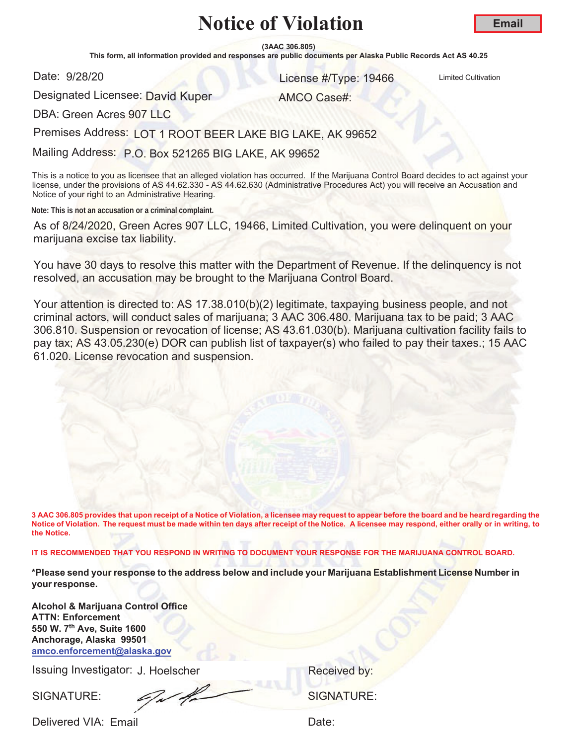# Notice of Violation

**Email**

**(3AAC 306.805)**

**This form, all information provided and responses are public documents per Alaska Public Records Act AS 40.25**

Date: 9/28/20

License #/Type: 19466 Limited Cultivation

Designated Licensee: David Kuper

AMCO Case#:

DBA: Green Acres 907 LLC

Premises Address: LOT 1 ROOT BEER LAKE BIG LAKE, AK 99652

Mailing Address: P.O. Box 521265 BIG LAKE, AK 99652

This is a notice to you as licensee that an alleged violation has occurred. If the Marijuana Control Board decides to act against your license, under the provisions of AS 44.62.330 - AS 44.62.630 (Administrative Procedures Act) you will receive an Accusation and Notice of your right to an Administrative Hearing.

**Note: This is not an accusation or a criminal complaint.**

As of 8/24/2020, Green Acres 907 LLC, 19466, Limited Cultivation, you were delinquent on your marijuana excise tax liability.

You have 30 days to resolve this matter with the Department of Revenue. If the delinquency is not resolved, an accusation may be brought to the Marijuana Control Board.

Your attention is directed to: AS 17.38.010(b)(2) legitimate, taxpaying business people, and not criminal actors, will conduct sales of marijuana; 3 AAC 306.480. Marijuana tax to be paid; 3 AAC 306.810. Suspension or revocation of license; AS 43.61.030(b). Marijuana cultivation facility fails to pay tax; AS 43.05.230(e) DOR can publish list of taxpayer(s) who failed to pay their taxes.; 15 AAC 61.020. License revocation and suspension.

**3 AAC 306.805 provides that upon receipt of a Notice of Violation, a licensee may request to appear before the board and be heard regarding the Notice of Violation. The request must be made within ten days after receipt of the Notice. A licensee may respond, either orally or in writing, to the Notice.**

**IT IS RECOMMENDED THAT YOU RESPOND IN WRITING TO DOCUMENT YOUR RESPONSE FOR THE MARIJUANA CONTROL BOARD.**

**\*Please send your response to the address below and include your Marijuana Establishment License Number in your response.**

**Alcohol & Marijuana Control Office**
**ATTN: Enforcement**
**550 W. 7th Ave, Suite 1600**
**Anchorage, Alaska 99501**
**amco.enforcement@alaska.gov**

Issuing Investigator: J. Hoelscher

Received by:

SIGNATURE:

SIGNATURE:

Delivered VIA: Email

Date: